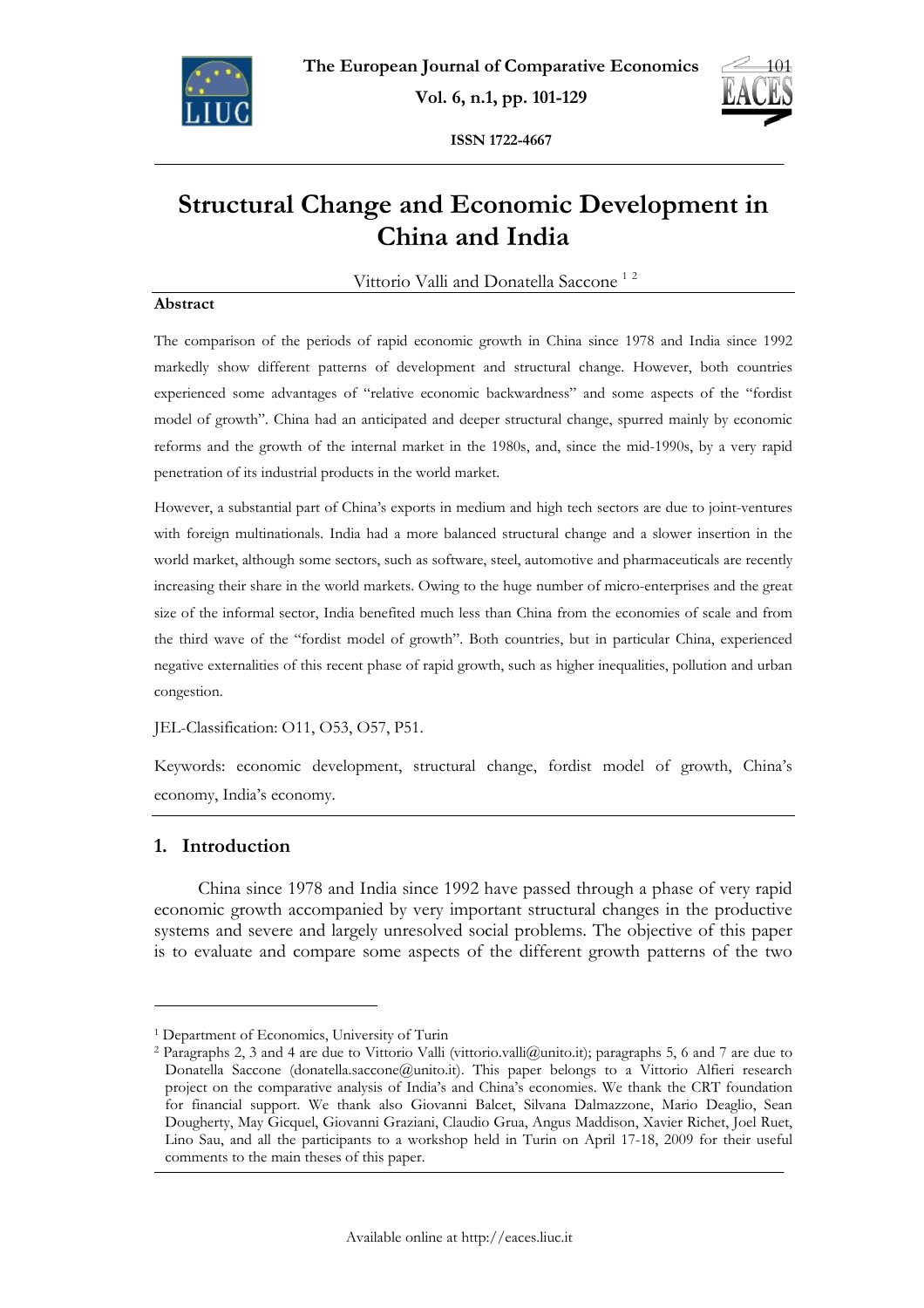# Structural Change and Economic Development in China and India

Vittorio Valli and Donatella Saccone [1] [2]

## Abstract

The comparison of the periods of rapid economic growth in China since 1978 and India since 1992 markedly show different patterns of development and structural change. However, both countries experienced some advantages of "relative economic backwardness" and some aspects of the "fordist model of growth". China had an anticipated and deeper structural change, spurred mainly by economic reforms and the growth of the internal market in the 1980s, and, since the mid-1990s, by a very rapid penetration of its industrial products in the world market.

However, a substantial part of China's exports in medium and high tech sectors are due to joint-ventures with foreign multinationals. India had a more balanced structural change and a slower insertion in the world market, although some sectors, such as software, steel, automotive and pharmaceuticals are recently increasing their share in the world markets. Owing to the huge number of micro-enterprises and the great size of the informal sector, India benefited much less than China from the economies of scale and from the third wave of the "fordist model of growth". Both countries, but in particular China, experienced negative externalities of this recent phase of rapid growth, such as higher inequalities, pollution and urban congestion.

JEL-Classification: O11, O53, O57, P51.

Keywords: economic development, structural change, fordist model of growth, China's economy, India's economy.

## 1. Introduction

China since 1978 and India since 1992 have passed through a phase of very rapid economic growth accompanied by very important structural changes in the productive systems and severe and largely unresolved social problems. The objective of this paper is to evaluate and compare some aspects of the different growth patterns of the two

---

[1] Department of Economics, University of Turin

[2] Paragraphs 2, 3 and 4 are due to Vittorio Valli (vittorio.valli@unito.it); paragraphs 5, 6 and 7 are due to Donatella Saccone (donatella.saccone@unito.it). This paper belongs to a Vittorio Alfieri research project on the comparative analysis of India's and China's economies. We thank the CRT foundation for financial support. We thank also Giovanni Balcet, Silvana Dalmazzone, Mario Deaglio, Sean Dougherty, May Gicquel, Giovanni Graziani, Claudio Grua, Angus Maddison, Xavier Richet, Joel Ruet, Lino Sau, and all the participants to a workshop held in Turin on April 17-18, 2009 for their useful comments to the main theses of this paper.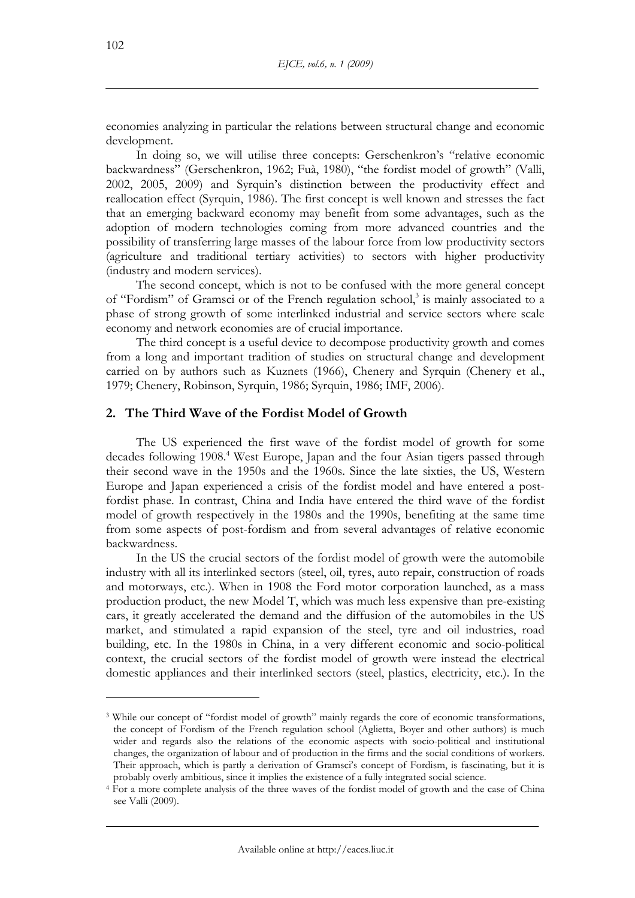economies analyzing in particular the relations between structural change and economic development.

In doing so, we will utilise three concepts: Gerschenkron's "relative economic backwardness" (Gerschenkron, 1962; Fuà, 1980), "the fordist model of growth" (Valli, 2002, 2005, 2009) and Syrquin's distinction between the productivity effect and reallocation effect (Syrquin, 1986). The first concept is well known and stresses the fact that an emerging backward economy may benefit from some advantages, such as the adoption of modern technologies coming from more advanced countries and the possibility of transferring large masses of the labour force from low productivity sectors (agriculture and traditional tertiary activities) to sectors with higher productivity (industry and modern services).

The second concept, which is not to be confused with the more general concept of "Fordism" of Gramsci or of the French regulation school,[3] is mainly associated to a phase of strong growth of some interlinked industrial and service sectors where scale economy and network economies are of crucial importance.

The third concept is a useful device to decompose productivity growth and comes from a long and important tradition of studies on structural change and development carried on by authors such as Kuznets (1966), Chenery and Syrquin (Chenery et al., 1979; Chenery, Robinson, Syrquin, 1986; Syrquin, 1986; IMF, 2006).

## 2. The Third Wave of the Fordist Model of Growth

The US experienced the first wave of the fordist model of growth for some decades following 1908.[4] West Europe, Japan and the four Asian tigers passed through their second wave in the 1950s and the 1960s. Since the late sixties, the US, Western Europe and Japan experienced a crisis of the fordist model and have entered a post-fordist phase. In contrast, China and India have entered the third wave of the fordist model of growth respectively in the 1980s and the 1990s, benefiting at the same time from some aspects of post-fordism and from several advantages of relative economic backwardness.

In the US the crucial sectors of the fordist model of growth were the automobile industry with all its interlinked sectors (steel, oil, tyres, auto repair, construction of roads and motorways, etc.). When in 1908 the Ford motor corporation launched, as a mass production product, the new Model T, which was much less expensive than pre-existing cars, it greatly accelerated the demand and the diffusion of the automobiles in the US market, and stimulated a rapid expansion of the steel, tyre and oil industries, road building, etc. In the 1980s in China, in a very different economic and socio-political context, the crucial sectors of the fordist model of growth were instead the electrical domestic appliances and their interlinked sectors (steel, plastics, electricity, etc.). In the

[3] While our concept of "fordist model of growth" mainly regards the core of economic transformations, the concept of Fordism of the French regulation school (Aglietta, Boyer and other authors) is much wider and regards also the relations of the economic aspects with socio-political and institutional changes, the organization of labour and of production in the firms and the social conditions of workers. Their approach, which is partly a derivation of Gramsci's concept of Fordism, is fascinating, but it is probably overly ambitious, since it implies the existence of a fully integrated social science.

[4] For a more complete analysis of the three waves of the fordist model of growth and the case of China see Valli (2009).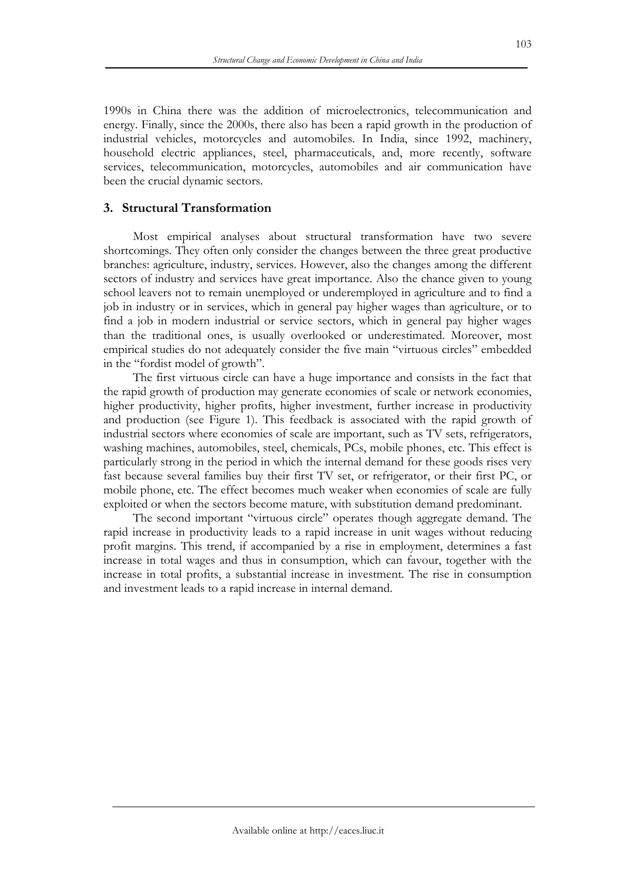1990s in China there was the addition of microelectronics, telecommunication and energy. Finally, since the 2000s, there also has been a rapid growth in the production of industrial vehicles, motorcycles and automobiles. In India, since 1992, machinery, household electric appliances, steel, pharmaceuticals, and, more recently, software services, telecommunication, motorcycles, automobiles and air communication have been the crucial dynamic sectors.

## 3. Structural Transformation

Most empirical analyses about structural transformation have two severe shortcomings. They often only consider the changes between the three great productive branches: agriculture, industry, services. However, also the changes among the different sectors of industry and services have great importance. Also the chance given to young school leavers not to remain unemployed or underemployed in agriculture and to find a job in industry or in services, which in general pay higher wages than agriculture, or to find a job in modern industrial or service sectors, which in general pay higher wages than the traditional ones, is usually overlooked or underestimated. Moreover, most empirical studies do not adequately consider the five main "virtuous circles" embedded in the "fordist model of growth".

The first virtuous circle can have a huge importance and consists in the fact that the rapid growth of production may generate economies of scale or network economies, higher productivity, higher profits, higher investment, further increase in productivity and production (see Figure 1). This feedback is associated with the rapid growth of industrial sectors where economies of scale are important, such as TV sets, refrigerators, washing machines, automobiles, steel, chemicals, PCs, mobile phones, etc. This effect is particularly strong in the period in which the internal demand for these goods rises very fast because several families buy their first TV set, or refrigerator, or their first PC, or mobile phone, etc. The effect becomes much weaker when economies of scale are fully exploited or when the sectors become mature, with substitution demand predominant.

The second important "virtuous circle" operates though aggregate demand. The rapid increase in productivity leads to a rapid increase in unit wages without reducing profit margins. This trend, if accompanied by a rise in employment, determines a fast increase in total wages and thus in consumption, which can favour, together with the increase in total profits, a substantial increase in investment. The rise in consumption and investment leads to a rapid increase in internal demand.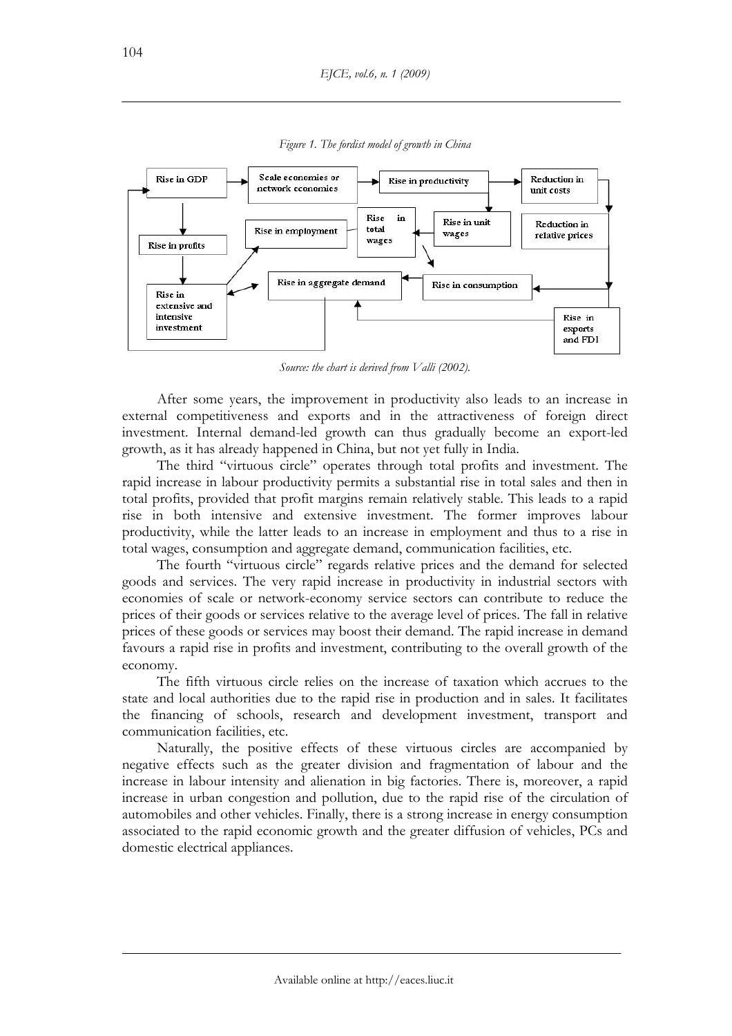*Figure 1. The fordist model of growth in China*

*Source: the chart is derived from Valli (2002).*

After some years, the improvement in productivity also leads to an increase in external competitiveness and exports and in the attractiveness of foreign direct investment. Internal demand-led growth can thus gradually become an export-led growth, as it has already happened in China, but not yet fully in India.

The third "virtuous circle" operates through total profits and investment. The rapid increase in labour productivity permits a substantial rise in total sales and then in total profits, provided that profit margins remain relatively stable. This leads to a rapid rise in both intensive and extensive investment. The former improves labour productivity, while the latter leads to an increase in employment and thus to a rise in total wages, consumption and aggregate demand, communication facilities, etc.

The fourth "virtuous circle" regards relative prices and the demand for selected goods and services. The very rapid increase in productivity in industrial sectors with economies of scale or network-economy service sectors can contribute to reduce the prices of their goods or services relative to the average level of prices. The fall in relative prices of these goods or services may boost their demand. The rapid increase in demand favours a rapid rise in profits and investment, contributing to the overall growth of the economy.

The fifth virtuous circle relies on the increase of taxation which accrues to the state and local authorities due to the rapid rise in production and in sales. It facilitates the financing of schools, research and development investment, transport and communication facilities, etc.

Naturally, the positive effects of these virtuous circles are accompanied by negative effects such as the greater division and fragmentation of labour and the increase in labour intensity and alienation in big factories. There is, moreover, a rapid increase in urban congestion and pollution, due to the rapid rise of the circulation of automobiles and other vehicles. Finally, there is a strong increase in energy consumption associated to the rapid economic growth and the greater diffusion of vehicles, PCs and domestic electrical appliances.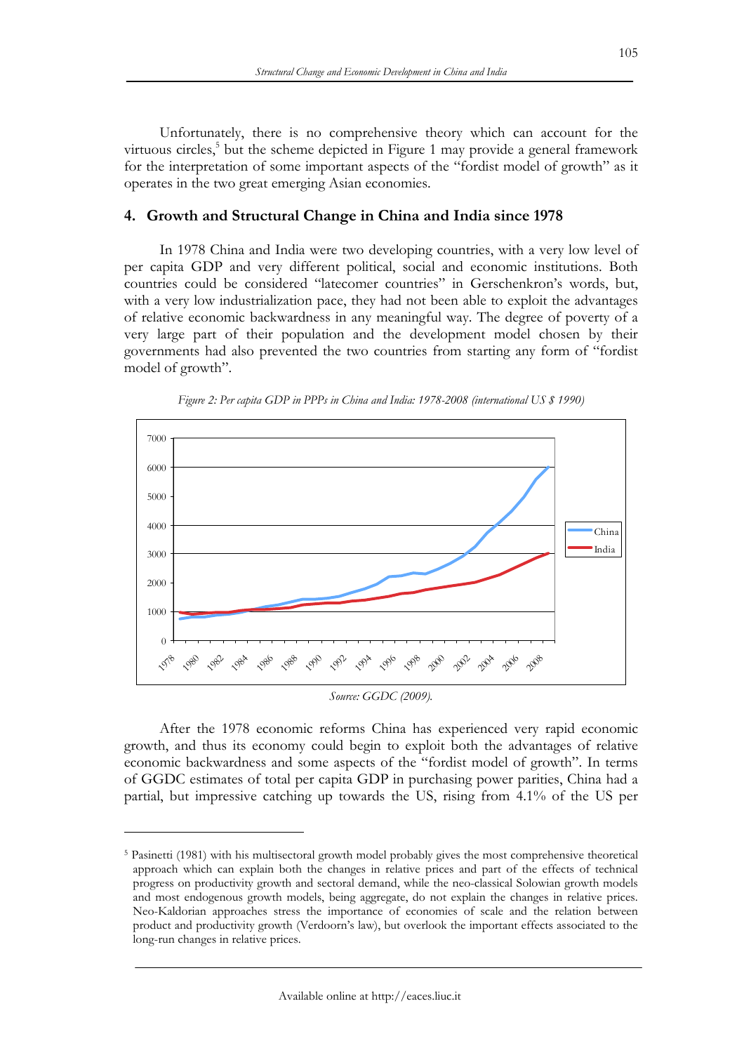Unfortunately, there is no comprehensive theory which can account for the virtuous circles,[5] but the scheme depicted in Figure 1 may provide a general framework for the interpretation of some important aspects of the "fordist model of growth" as it operates in the two great emerging Asian economies.

## 4. Growth and Structural Change in China and India since 1978

In 1978 China and India were two developing countries, with a very low level of per capita GDP and very different political, social and economic institutions. Both countries could be considered "latecomer countries" in Gerschenkron's words, but, with a very low industrialization pace, they had not been able to exploit the advantages of relative economic backwardness in any meaningful way. The degree of poverty of a very large part of their population and the development model chosen by their governments had also prevented the two countries from starting any form of "fordist model of growth".

*Figure 2: Per capita GDP in PPPs in China and India: 1978-2008 (international US $ 1990)*

*Source: GGDC (2009).*

After the 1978 economic reforms China has experienced very rapid economic growth, and thus its economy could begin to exploit both the advantages of relative economic backwardness and some aspects of the "fordist model of growth". In terms of GGDC estimates of total per capita GDP in purchasing power parities, China had a partial, but impressive catching up towards the US, rising from 4.1% of the US per

---

[5] Pasinetti (1981) with his multisectoral growth model probably gives the most comprehensive theoretical approach which can explain both the changes in relative prices and part of the effects of technical progress on productivity growth and sectoral demand, while the neo-classical Solowian growth models and most endogenous growth models, being aggregate, do not explain the changes in relative prices. Neo-Kaldorian approaches stress the importance of economies of scale and the relation between product and productivity growth (Verdoorn's law), but overlook the important effects associated to the long-run changes in relative prices.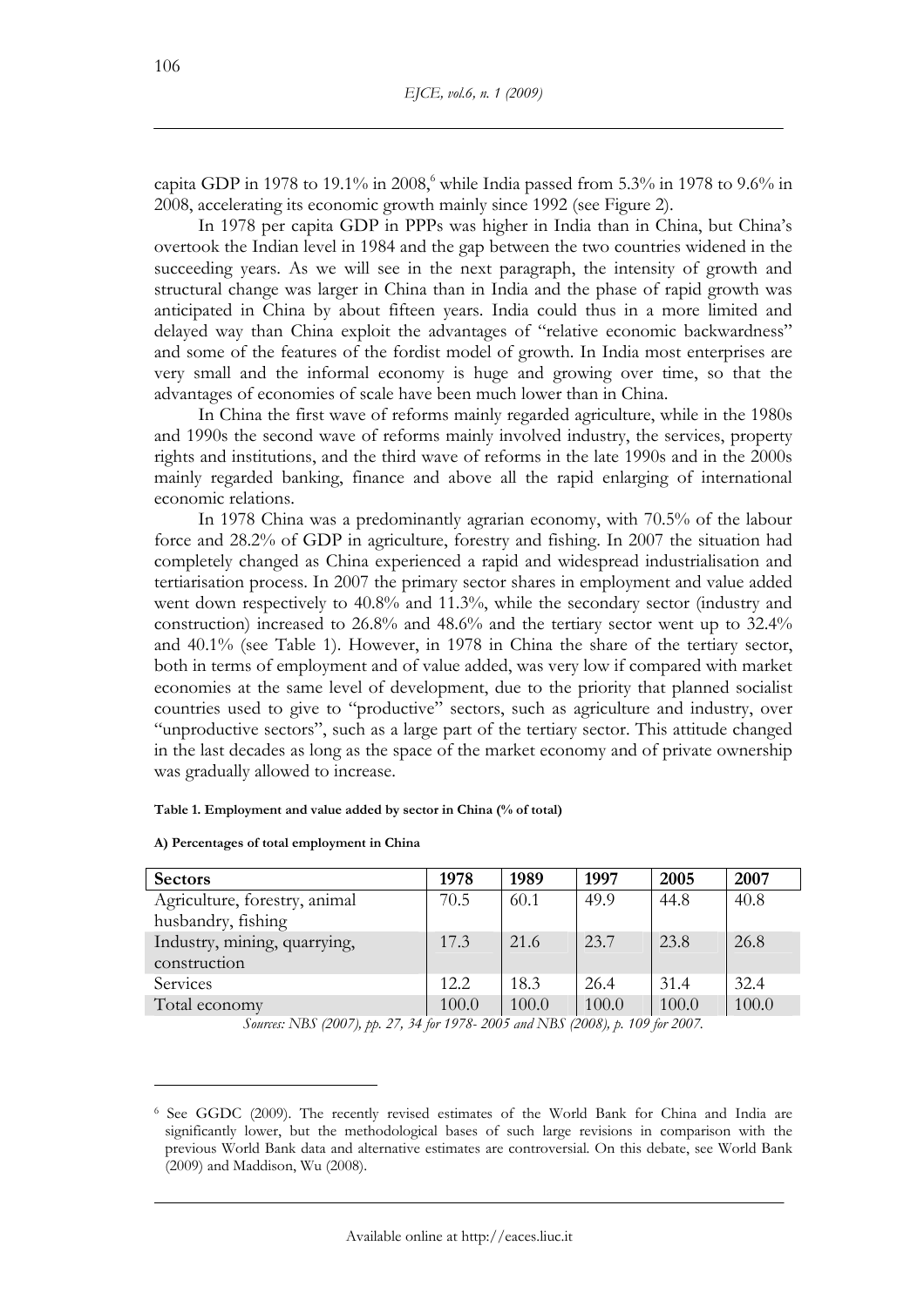capita GDP in 1978 to 19.1% in 2008,[6] while India passed from 5.3% in 1978 to 9.6% in 2008, accelerating its economic growth mainly since 1992 (see Figure 2).

In 1978 per capita GDP in PPPs was higher in India than in China, but China's overtook the Indian level in 1984 and the gap between the two countries widened in the succeeding years. As we will see in the next paragraph, the intensity of growth and structural change was larger in China than in India and the phase of rapid growth was anticipated in China by about fifteen years. India could thus in a more limited and delayed way than China exploit the advantages of "relative economic backwardness" and some of the features of the fordist model of growth. In India most enterprises are very small and the informal economy is huge and growing over time, so that the advantages of economies of scale have been much lower than in China.

In China the first wave of reforms mainly regarded agriculture, while in the 1980s and 1990s the second wave of reforms mainly involved industry, the services, property rights and institutions, and the third wave of reforms in the late 1990s and in the 2000s mainly regarded banking, finance and above all the rapid enlarging of international economic relations.

In 1978 China was a predominantly agrarian economy, with 70.5% of the labour force and 28.2% of GDP in agriculture, forestry and fishing. In 2007 the situation had completely changed as China experienced a rapid and widespread industrialisation and tertiarisation process. In 2007 the primary sector shares in employment and value added went down respectively to 40.8% and 11.3%, while the secondary sector (industry and construction) increased to 26.8% and 48.6% and the tertiary sector went up to 32.4% and 40.1% (see Table 1). However, in 1978 in China the share of the tertiary sector, both in terms of employment and of value added, was very low if compared with market economies at the same level of development, due to the priority that planned socialist countries used to give to "productive" sectors, such as agriculture and industry, over "unproductive sectors", such as a large part of the tertiary sector. This attitude changed in the last decades as long as the space of the market economy and of private ownership was gradually allowed to increase.

**Table 1. Employment and value added by sector in China (% of total)**

**A) Percentages of total employment in China**

| Sectors | 1978 | 1989 | 1997 | 2005 | 2007 |
|---|---|---|---|---|---|
| Agriculture, forestry, animal husbandry, fishing | 70.5 | 60.1 | 49.9 | 44.8 | 40.8 |
| Industry, mining, quarrying, construction | 17.3 | 21.6 | 23.7 | 23.8 | 26.8 |
| Services | 12.2 | 18.3 | 26.4 | 31.4 | 32.4 |
| Total economy | 100.0 | 100.0 | 100.0 | 100.0 | 100.0 |

*Sources: NBS (2007), pp. 27, 34 for 1978- 2005 and NBS (2008), p. 109 for 2007.*

[6] See GGDC (2009). The recently revised estimates of the World Bank for China and India are significantly lower, but the methodological bases of such large revisions in comparison with the previous World Bank data and alternative estimates are controversial. On this debate, see World Bank (2009) and Maddison, Wu (2008).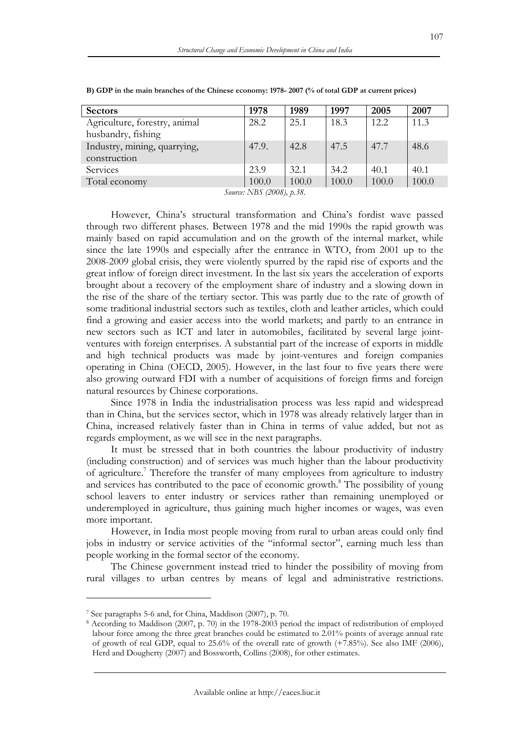**B) GDP in the main branches of the Chinese economy: 1978- 2007 (% of total GDP at current prices)**

| Sectors | 1978 | 1989 | 1997 | 2005 | 2007 |
|---|---|---|---|---|---|
| Agriculture, forestry, animal husbandry, fishing | 28.2 | 25.1 | 18.3 | 12.2 | 11.3 |
| Industry, mining, quarrying, construction | 47.9. | 42.8 | 47.5 | 47.7 | 48.6 |
| Services | 23.9 | 32.1 | 34.2 | 40.1 | 40.1 |
| Total economy | 100.0 | 100.0 | 100.0 | 100.0 | 100.0 |

*Source: NBS (2008), p.38.*

However, China's structural transformation and China's fordist wave passed through two different phases. Between 1978 and the mid 1990s the rapid growth was mainly based on rapid accumulation and on the growth of the internal market, while since the late 1990s and especially after the entrance in WTO, from 2001 up to the 2008-2009 global crisis, they were violently spurred by the rapid rise of exports and the great inflow of foreign direct investment. In the last six years the acceleration of exports brought about a recovery of the employment share of industry and a slowing down in the rise of the share of the tertiary sector. This was partly due to the rate of growth of some traditional industrial sectors such as textiles, cloth and leather articles, which could find a growing and easier access into the world markets; and partly to an entrance in new sectors such as ICT and later in automobiles, facilitated by several large joint-ventures with foreign enterprises. A substantial part of the increase of exports in middle and high technical products was made by joint-ventures and foreign companies operating in China (OECD, 2005). However, in the last four to five years there were also growing outward FDI with a number of acquisitions of foreign firms and foreign natural resources by Chinese corporations.

Since 1978 in India the industrialisation process was less rapid and widespread than in China, but the services sector, which in 1978 was already relatively larger than in China, increased relatively faster than in China in terms of value added, but not as regards employment, as we will see in the next paragraphs.

It must be stressed that in both countries the labour productivity of industry (including construction) and of services was much higher than the labour productivity of agriculture.[7] Therefore the transfer of many employees from agriculture to industry and services has contributed to the pace of economic growth.[8] The possibility of young school leavers to enter industry or services rather than remaining unemployed or underemployed in agriculture, thus gaining much higher incomes or wages, was even more important.

However, in India most people moving from rural to urban areas could only find jobs in industry or service activities of the "informal sector", earning much less than people working in the formal sector of the economy.

The Chinese government instead tried to hinder the possibility of moving from rural villages to urban centres by means of legal and administrative restrictions.

---

[7] See paragraphs 5-6 and, for China, Maddison (2007), p. 70.

[8] According to Maddison (2007, p. 70) in the 1978-2003 period the impact of redistribution of employed labour force among the three great branches could be estimated to 2.01% points of average annual rate of growth of real GDP, equal to 25.6% of the overall rate of growth (+7.85%). See also IMF (2006), Herd and Dougherty (2007) and Bossworth, Collins (2008), for other estimates.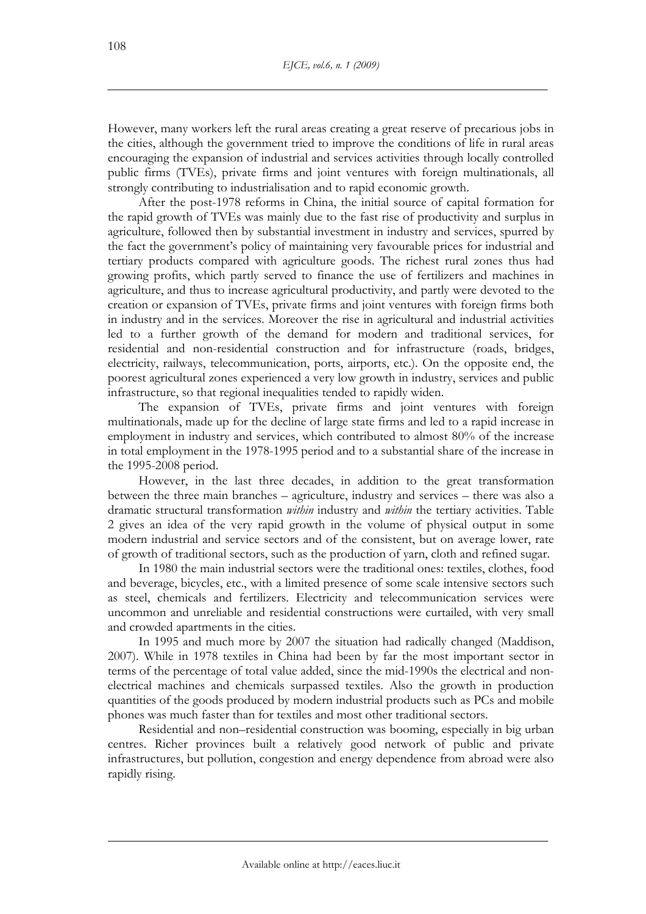However, many workers left the rural areas creating a great reserve of precarious jobs in the cities, although the government tried to improve the conditions of life in rural areas encouraging the expansion of industrial and services activities through locally controlled public firms (TVEs), private firms and joint ventures with foreign multinationals, all strongly contributing to industrialisation and to rapid economic growth.

After the post-1978 reforms in China, the initial source of capital formation for the rapid growth of TVEs was mainly due to the fast rise of productivity and surplus in agriculture, followed then by substantial investment in industry and services, spurred by the fact the government's policy of maintaining very favourable prices for industrial and tertiary products compared with agriculture goods. The richest rural zones thus had growing profits, which partly served to finance the use of fertilizers and machines in agriculture, and thus to increase agricultural productivity, and partly were devoted to the creation or expansion of TVEs, private firms and joint ventures with foreign firms both in industry and in the services. Moreover the rise in agricultural and industrial activities led to a further growth of the demand for modern and traditional services, for residential and non-residential construction and for infrastructure (roads, bridges, electricity, railways, telecommunication, ports, airports, etc.). On the opposite end, the poorest agricultural zones experienced a very low growth in industry, services and public infrastructure, so that regional inequalities tended to rapidly widen.

The expansion of TVEs, private firms and joint ventures with foreign multinationals, made up for the decline of large state firms and led to a rapid increase in employment in industry and services, which contributed to almost 80% of the increase in total employment in the 1978-1995 period and to a substantial share of the increase in the 1995-2008 period.

However, in the last three decades, in addition to the great transformation between the three main branches – agriculture, industry and services – there was also a dramatic structural transformation *within* industry and *within* the tertiary activities. Table 2 gives an idea of the very rapid growth in the volume of physical output in some modern industrial and service sectors and of the consistent, but on average lower, rate of growth of traditional sectors, such as the production of yarn, cloth and refined sugar.

In 1980 the main industrial sectors were the traditional ones: textiles, clothes, food and beverage, bicycles, etc., with a limited presence of some scale intensive sectors such as steel, chemicals and fertilizers. Electricity and telecommunication services were uncommon and unreliable and residential constructions were curtailed, with very small and crowded apartments in the cities.

In 1995 and much more by 2007 the situation had radically changed (Maddison, 2007). While in 1978 textiles in China had been by far the most important sector in terms of the percentage of total value added, since the mid-1990s the electrical and non-electrical machines and chemicals surpassed textiles. Also the growth in production quantities of the goods produced by modern industrial products such as PCs and mobile phones was much faster than for textiles and most other traditional sectors.

Residential and non–residential construction was booming, especially in big urban centres. Richer provinces built a relatively good network of public and private infrastructures, but pollution, congestion and energy dependence from abroad were also rapidly rising.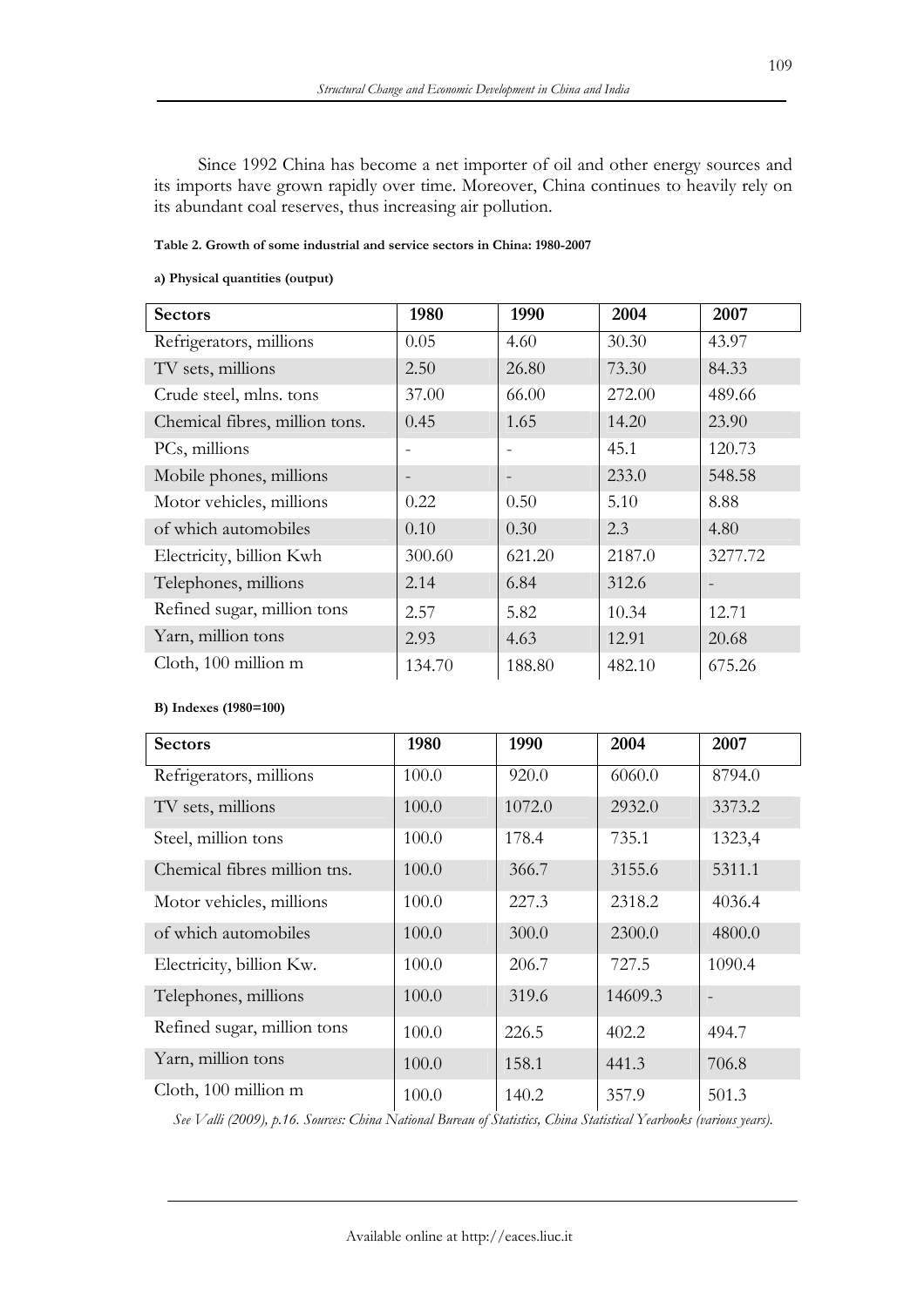Since 1992 China has become a net importer of oil and other energy sources and its imports have grown rapidly over time. Moreover, China continues to heavily rely on its abundant coal reserves, thus increasing air pollution.

**Table 2. Growth of some industrial and service sectors in China: 1980-2007**

**a) Physical quantities (output)**

| Sectors | 1980 | 1990 | 2004 | 2007 |
|---|---|---|---|---|
| Refrigerators, millions | 0.05 | 4.60 | 30.30 | 43.97 |
| TV sets, millions | 2.50 | 26.80 | 73.30 | 84.33 |
| Crude steel, mlns. tons | 37.00 | 66.00 | 272.00 | 489.66 |
| Chemical fibres, million tons. | 0.45 | 1.65 | 14.20 | 23.90 |
| PCs, millions | - | - | 45.1 | 120.73 |
| Mobile phones, millions | - | - | 233.0 | 548.58 |
| Motor vehicles, millions | 0.22 | 0.50 | 5.10 | 8.88 |
| of which automobiles | 0.10 | 0.30 | 2.3 | 4.80 |
| Electricity, billion Kwh | 300.60 | 621.20 | 2187.0 | 3277.72 |
| Telephones, millions | 2.14 | 6.84 | 312.6 | - |
| Refined sugar, million tons | 2.57 | 5.82 | 10.34 | 12.71 |
| Yarn, million tons | 2.93 | 4.63 | 12.91 | 20.68 |
| Cloth, 100 million m | 134.70 | 188.80 | 482.10 | 675.26 |

**B) Indexes (1980=100)**

| Sectors | 1980 | 1990 | 2004 | 2007 |
|---|---|---|---|---|
| Refrigerators, millions | 100.0 | 920.0 | 6060.0 | 8794.0 |
| TV sets, millions | 100.0 | 1072.0 | 2932.0 | 3373.2 |
| Steel, million tons | 100.0 | 178.4 | 735.1 | 1323,4 |
| Chemical fibres million tns. | 100.0 | 366.7 | 3155.6 | 5311.1 |
| Motor vehicles, millions | 100.0 | 227.3 | 2318.2 | 4036.4 |
| of which automobiles | 100.0 | 300.0 | 2300.0 | 4800.0 |
| Electricity, billion Kw. | 100.0 | 206.7 | 727.5 | 1090.4 |
| Telephones, millions | 100.0 | 319.6 | 14609.3 | - |
| Refined sugar, million tons | 100.0 | 226.5 | 402.2 | 494.7 |
| Yarn, million tons | 100.0 | 158.1 | 441.3 | 706.8 |
| Cloth, 100 million m | 100.0 | 140.2 | 357.9 | 501.3 |

*See Valli (2009), p.16. Sources: China National Bureau of Statistics, China Statistical Yearbooks (various years).*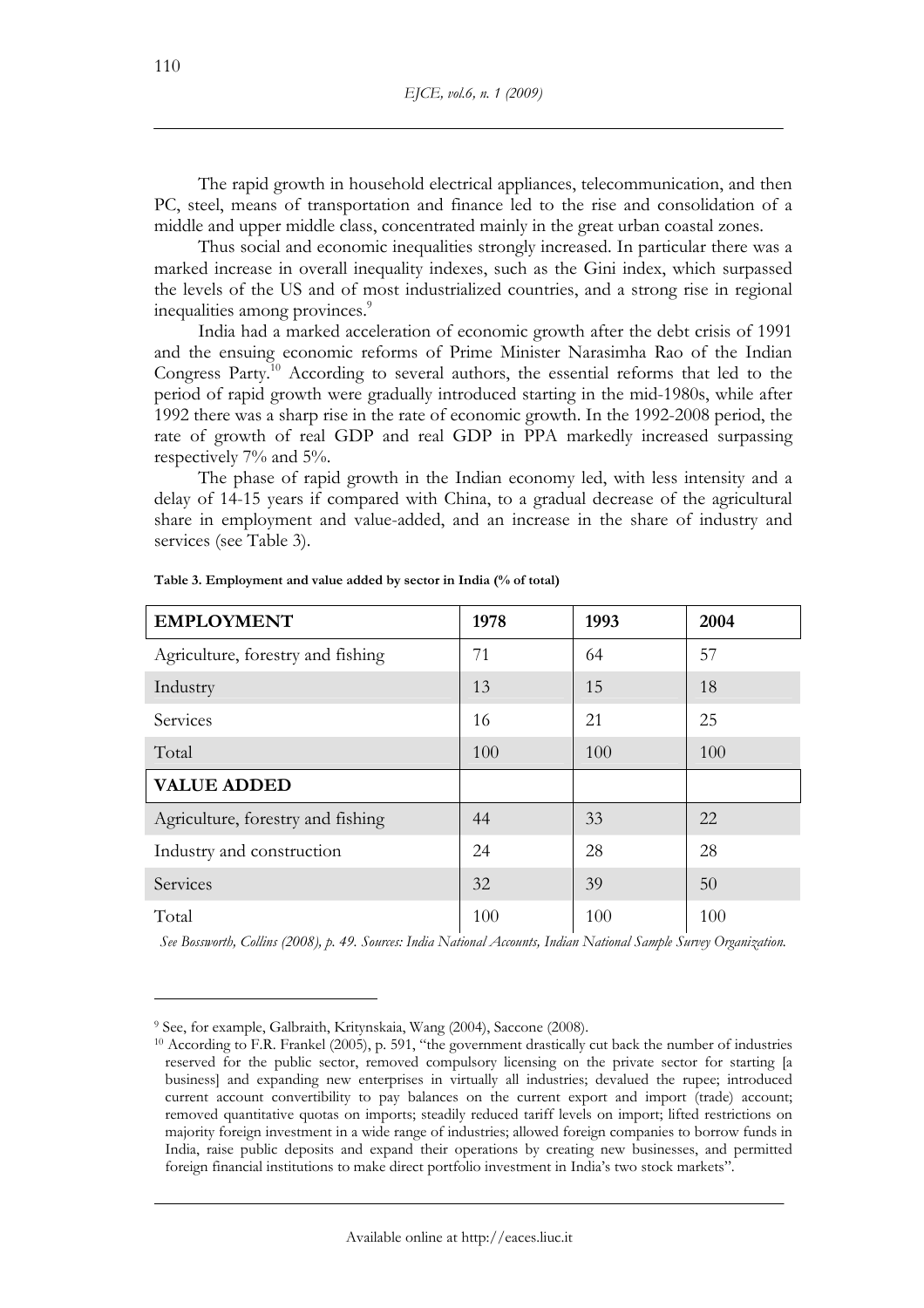The rapid growth in household electrical appliances, telecommunication, and then PC, steel, means of transportation and finance led to the rise and consolidation of a middle and upper middle class, concentrated mainly in the great urban coastal zones.

Thus social and economic inequalities strongly increased. In particular there was a marked increase in overall inequality indexes, such as the Gini index, which surpassed the levels of the US and of most industrialized countries, and a strong rise in regional inequalities among provinces.[9]

India had a marked acceleration of economic growth after the debt crisis of 1991 and the ensuing economic reforms of Prime Minister Narasimha Rao of the Indian Congress Party.[10] According to several authors, the essential reforms that led to the period of rapid growth were gradually introduced starting in the mid-1980s, while after 1992 there was a sharp rise in the rate of economic growth. In the 1992-2008 period, the rate of growth of real GDP and real GDP in PPA markedly increased surpassing respectively 7% and 5%.

The phase of rapid growth in the Indian economy led, with less intensity and a delay of 14-15 years if compared with China, to a gradual decrease of the agricultural share in employment and value-added, and an increase in the share of industry and services (see Table 3).

**Table 3. Employment and value added by sector in India (% of total)**

| **EMPLOYMENT** | **1978** | **1993** | **2004** |
|---|---|---|---|
| Agriculture, forestry and fishing | 71 | 64 | 57 |
| Industry | 13 | 15 | 18 |
| Services | 16 | 21 | 25 |
| Total | 100 | 100 | 100 |
| **VALUE ADDED** | | | |
| Agriculture, forestry and fishing | 44 | 33 | 22 |
| Industry and construction | 24 | 28 | 28 |
| Services | 32 | 39 | 50 |
| Total | 100 | 100 | 100 |

*See Bossworth, Collins (2008), p. 49. Sources: India National Accounts, Indian National Sample Survey Organization.*

---

[9] See, for example, Galbraith, Kritynskaia, Wang (2004), Saccone (2008).

[10] According to F.R. Frankel (2005), p. 591, "the government drastically cut back the number of industries reserved for the public sector, removed compulsory licensing on the private sector for starting [a business] and expanding new enterprises in virtually all industries; devalued the rupee; introduced current account convertibility to pay balances on the current export and import (trade) account; removed quantitative quotas on imports; steadily reduced tariff levels on import; lifted restrictions on majority foreign investment in a wide range of industries; allowed foreign companies to borrow funds in India, raise public deposits and expand their operations by creating new businesses, and permitted foreign financial institutions to make direct portfolio investment in India's two stock markets".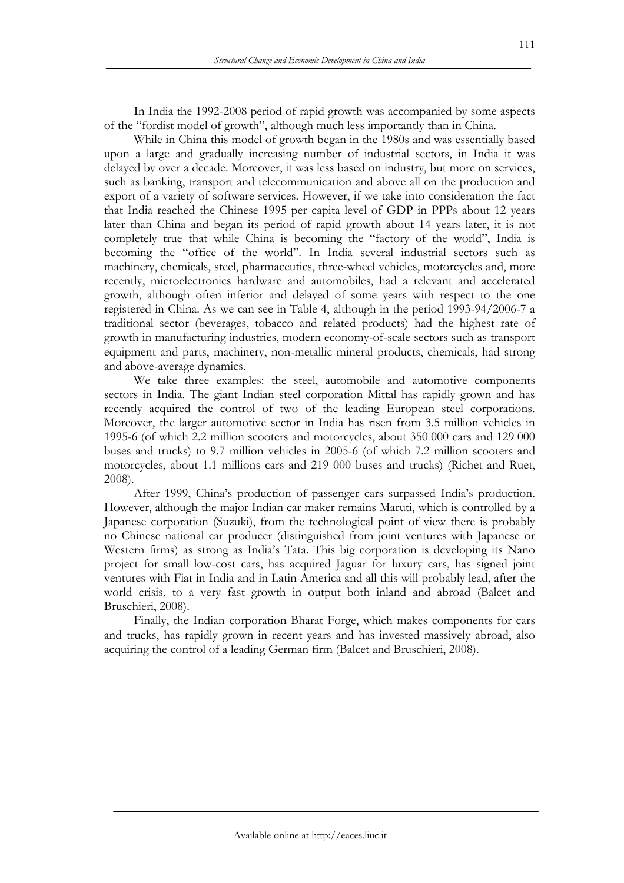In India the 1992-2008 period of rapid growth was accompanied by some aspects of the "fordist model of growth", although much less importantly than in China.

While in China this model of growth began in the 1980s and was essentially based upon a large and gradually increasing number of industrial sectors, in India it was delayed by over a decade. Moreover, it was less based on industry, but more on services, such as banking, transport and telecommunication and above all on the production and export of a variety of software services. However, if we take into consideration the fact that India reached the Chinese 1995 per capita level of GDP in PPPs about 12 years later than China and began its period of rapid growth about 14 years later, it is not completely true that while China is becoming the "factory of the world", India is becoming the "office of the world". In India several industrial sectors such as machinery, chemicals, steel, pharmaceutics, three-wheel vehicles, motorcycles and, more recently, microelectronics hardware and automobiles, had a relevant and accelerated growth, although often inferior and delayed of some years with respect to the one registered in China. As we can see in Table 4, although in the period 1993-94/2006-7 a traditional sector (beverages, tobacco and related products) had the highest rate of growth in manufacturing industries, modern economy-of-scale sectors such as transport equipment and parts, machinery, non-metallic mineral products, chemicals, had strong and above-average dynamics.

We take three examples: the steel, automobile and automotive components sectors in India. The giant Indian steel corporation Mittal has rapidly grown and has recently acquired the control of two of the leading European steel corporations. Moreover, the larger automotive sector in India has risen from 3.5 million vehicles in 1995-6 (of which 2.2 million scooters and motorcycles, about 350 000 cars and 129 000 buses and trucks) to 9.7 million vehicles in 2005-6 (of which 7.2 million scooters and motorcycles, about 1.1 millions cars and 219 000 buses and trucks) (Richet and Ruet, 2008).

After 1999, China's production of passenger cars surpassed India's production. However, although the major Indian car maker remains Maruti, which is controlled by a Japanese corporation (Suzuki), from the technological point of view there is probably no Chinese national car producer (distinguished from joint ventures with Japanese or Western firms) as strong as India's Tata. This big corporation is developing its Nano project for small low-cost cars, has acquired Jaguar for luxury cars, has signed joint ventures with Fiat in India and in Latin America and all this will probably lead, after the world crisis, to a very fast growth in output both inland and abroad (Balcet and Bruschieri, 2008).

Finally, the Indian corporation Bharat Forge, which makes components for cars and trucks, has rapidly grown in recent years and has invested massively abroad, also acquiring the control of a leading German firm (Balcet and Bruschieri, 2008).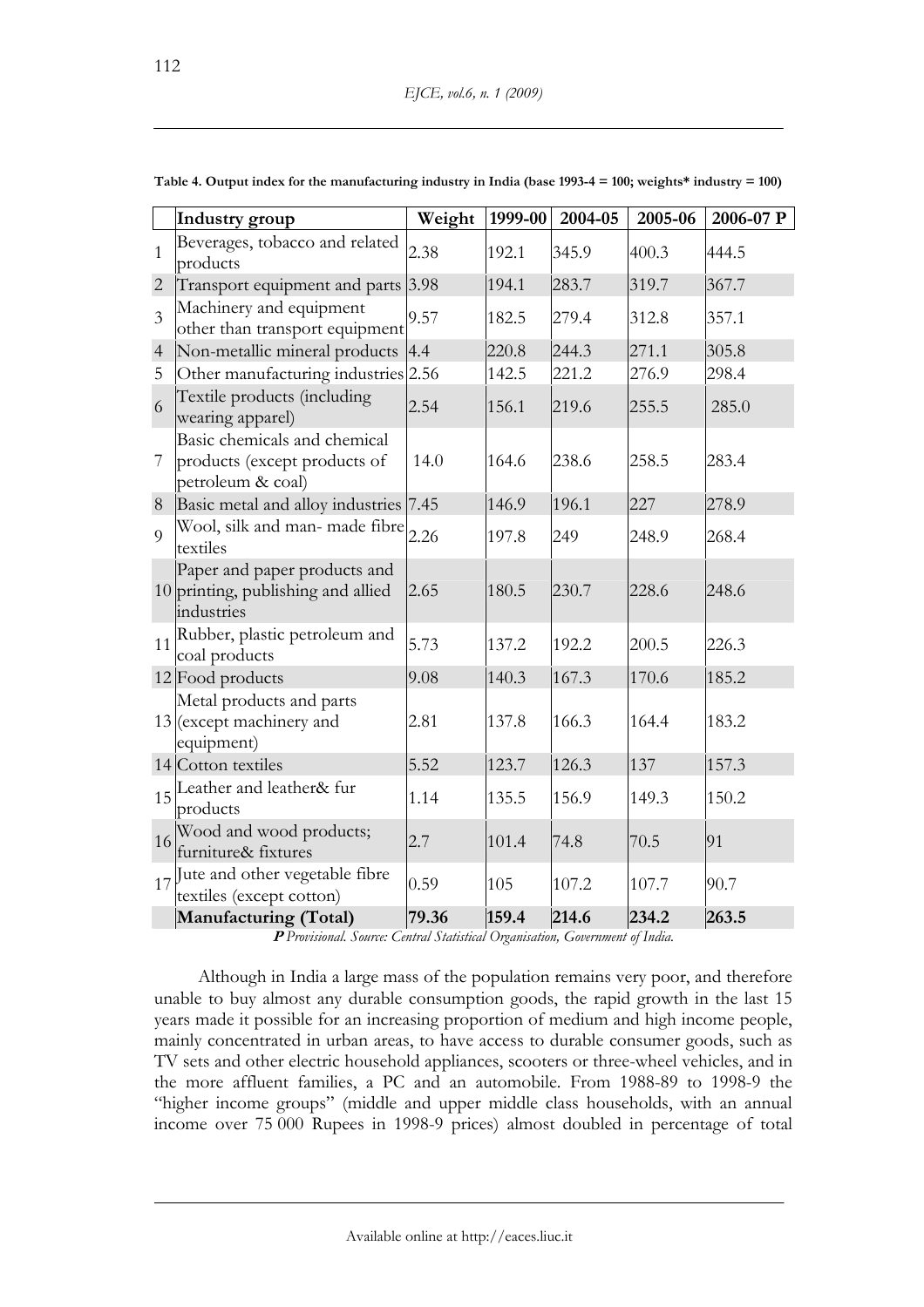**Table 4. Output index for the manufacturing industry in India (base 1993-4 = 100; weights* industry = 100)**

| | Industry group | Weight | 1999-00 | 2004-05 | 2005-06 | 2006-07 P |
|---|---|---|---|---|---|---|
| 1 | Beverages, tobacco and related products | 2.38 | 192.1 | 345.9 | 400.3 | 444.5 |
| 2 | Transport equipment and parts | 3.98 | 194.1 | 283.7 | 319.7 | 367.7 |
| 3 | Machinery and equipment other than transport equipment | 9.57 | 182.5 | 279.4 | 312.8 | 357.1 |
| 4 | Non-metallic mineral products | 4.4 | 220.8 | 244.3 | 271.1 | 305.8 |
| 5 | Other manufacturing industries | 2.56 | 142.5 | 221.2 | 276.9 | 298.4 |
| 6 | Textile products (including wearing apparel) | 2.54 | 156.1 | 219.6 | 255.5 | 285.0 |
| 7 | Basic chemicals and chemical products (except products of petroleum & coal) | 14.0 | 164.6 | 238.6 | 258.5 | 283.4 |
| 8 | Basic metal and alloy industries | 7.45 | 146.9 | 196.1 | 227 | 278.9 |
| 9 | Wool, silk and man- made fibre textiles | 2.26 | 197.8 | 249 | 248.9 | 268.4 |
| 10 | Paper and paper products and printing, publishing and allied industries | 2.65 | 180.5 | 230.7 | 228.6 | 248.6 |
| 11 | Rubber, plastic petroleum and coal products | 5.73 | 137.2 | 192.2 | 200.5 | 226.3 |
| 12 | Food products | 9.08 | 140.3 | 167.3 | 170.6 | 185.2 |
| 13 | Metal products and parts (except machinery and equipment) | 2.81 | 137.8 | 166.3 | 164.4 | 183.2 |
| 14 | Cotton textiles | 5.52 | 123.7 | 126.3 | 137 | 157.3 |
| 15 | Leather and leather& fur products | 1.14 | 135.5 | 156.9 | 149.3 | 150.2 |
| 16 | Wood and wood products; furniture& fixtures | 2.7 | 101.4 | 74.8 | 70.5 | 91 |
| 17 | Jute and other vegetable fibre textiles (except cotton) | 0.59 | 105 | 107.2 | 107.7 | 90.7 |
| | **Manufacturing (Total)** | **79.36** | **159.4** | **214.6** | **234.2** | **263.5** |

***P*** *Provisional. Source: Central Statistical Organisation, Government of India.*

Although in India a large mass of the population remains very poor, and therefore unable to buy almost any durable consumption goods, the rapid growth in the last 15 years made it possible for an increasing proportion of medium and high income people, mainly concentrated in urban areas, to have access to durable consumer goods, such as TV sets and other electric household appliances, scooters or three-wheel vehicles, and in the more affluent families, a PC and an automobile. From 1988-89 to 1998-9 the "higher income groups" (middle and upper middle class households, with an annual income over 75 000 Rupees in 1998-9 prices) almost doubled in percentage of total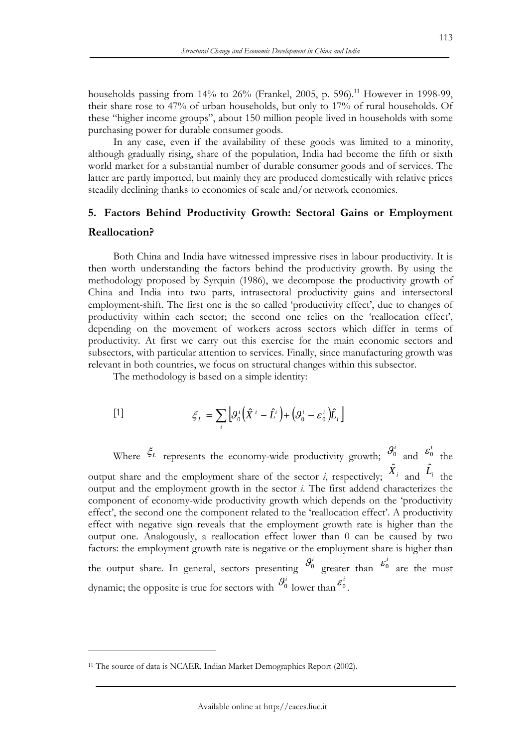households passing from 14% to 26% (Frankel, 2005, p. 596).[11] However in 1998-99, their share rose to 47% of urban households, but only to 17% of rural households. Of these "higher income groups", about 150 million people lived in households with some purchasing power for durable consumer goods.

In any case, even if the availability of these goods was limited to a minority, although gradually rising, share of the population, India had become the fifth or sixth world market for a substantial number of durable consumer goods and of services. The latter are partly imported, but mainly they are produced domestically with relative prices steadily declining thanks to economies of scale and/or network economies.

## 5. Factors Behind Productivity Growth: Sectoral Gains or Employment Reallocation?

Both China and India have witnessed impressive rises in labour productivity. It is then worth understanding the factors behind the productivity growth. By using the methodology proposed by Syrquin (1986), we decompose the productivity growth of China and India into two parts, intrasectoral productivity gains and intersectoral employment-shift. The first one is the so called 'productivity effect', due to changes of productivity within each sector; the second one relies on the 'reallocation effect', depending on the movement of workers across sectors which differ in terms of productivity. At first we carry out this exercise for the main economic sectors and subsectors, with particular attention to services. Finally, since manufacturing growth was relevant in both countries, we focus on structural changes within this subsector.

The methodology is based on a simple identity:

$$[1] \qquad \xi_L = \sum_i \left[ \vartheta_0^i \left( \hat{X}^i - \hat{L}^i \right) + \left( \vartheta_0^i - \varepsilon_0^i \right) \hat{L}_i \right]$$

Where $\xi_L$ represents the economy-wide productivity growth; $\vartheta_0^i$ and $\varepsilon_0^i$ the output share and the employment share of the sector *i*, respectively; $\hat{X}_i$ and $\hat{L}_i$ the output and the employment growth in the sector *i*. The first addend characterizes the component of economy-wide productivity growth which depends on the 'productivity effect', the second one the component related to the 'reallocation effect'. A productivity effect with negative sign reveals that the employment growth rate is higher than the output one. Analogously, a reallocation effect lower than 0 can be caused by two factors: the employment growth rate is negative or the employment share is higher than the output share. In general, sectors presenting $\vartheta_0^i$ greater than $\varepsilon_0^i$ are the most dynamic; the opposite is true for sectors with $\vartheta_0^i$ lower than $\varepsilon_0^i$.

[11] The source of data is NCAER, Indian Market Demographics Report (2002).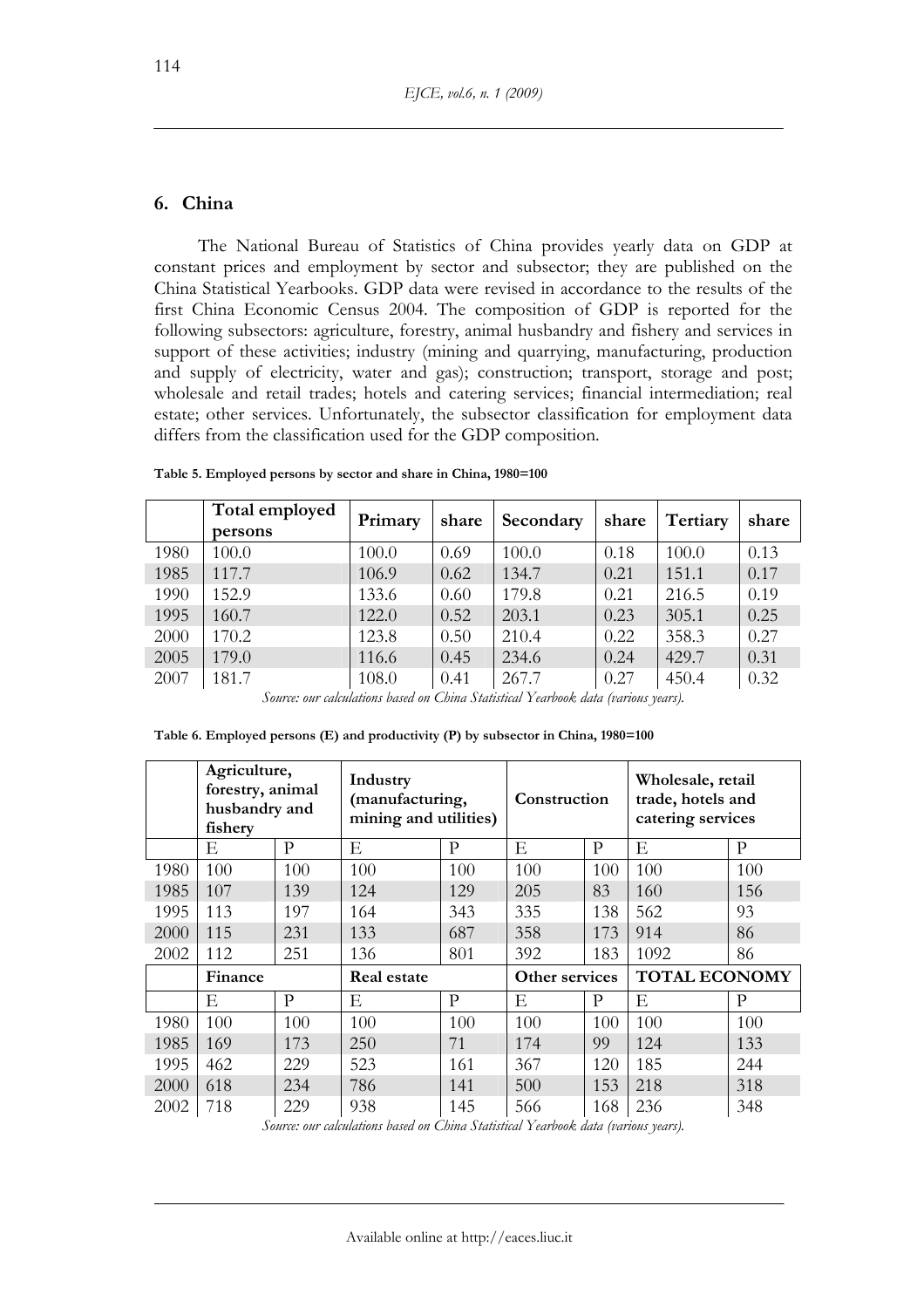## 6. China

The National Bureau of Statistics of China provides yearly data on GDP at constant prices and employment by sector and subsector; they are published on the China Statistical Yearbooks. GDP data were revised in accordance to the results of the first China Economic Census 2004. The composition of GDP is reported for the following subsectors: agriculture, forestry, animal husbandry and fishery and services in support of these activities; industry (mining and quarrying, manufacturing, production and supply of electricity, water and gas); construction; transport, storage and post; wholesale and retail trades; hotels and catering services; financial intermediation; real estate; other services. Unfortunately, the subsector classification for employment data differs from the classification used for the GDP composition.

**Table 5. Employed persons by sector and share in China, 1980=100**

| | Total employed persons | Primary | share | Secondary | share | Tertiary | share |
|---|---|---|---|---|---|---|---|
| 1980 | 100.0 | 100.0 | 0.69 | 100.0 | 0.18 | 100.0 | 0.13 |
| 1985 | 117.7 | 106.9 | 0.62 | 134.7 | 0.21 | 151.1 | 0.17 |
| 1990 | 152.9 | 133.6 | 0.60 | 179.8 | 0.21 | 216.5 | 0.19 |
| 1995 | 160.7 | 122.0 | 0.52 | 203.1 | 0.23 | 305.1 | 0.25 |
| 2000 | 170.2 | 123.8 | 0.50 | 210.4 | 0.22 | 358.3 | 0.27 |
| 2005 | 179.0 | 116.6 | 0.45 | 234.6 | 0.24 | 429.7 | 0.31 |
| 2007 | 181.7 | 108.0 | 0.41 | 267.7 | 0.27 | 450.4 | 0.32 |

*Source: our calculations based on China Statistical Yearbook data (various years).*

**Table 6. Employed persons (E) and productivity (P) by subsector in China, 1980=100**

| | Agriculture, forestry, animal husbandry and fishery | | Industry (manufacturing, mining and utilities) | | Construction | | Wholesale, retail trade, hotels and catering services | |
|---|---|---|---|---|---|---|---|---|
| | E | P | E | P | E | P | E | P |
| 1980 | 100 | 100 | 100 | 100 | 100 | 100 | 100 | 100 |
| 1985 | 107 | 139 | 124 | 129 | 205 | 83 | 160 | 156 |
| 1995 | 113 | 197 | 164 | 343 | 335 | 138 | 562 | 93 |
| 2000 | 115 | 231 | 133 | 687 | 358 | 173 | 914 | 86 |
| 2002 | 112 | 251 | 136 | 801 | 392 | 183 | 1092 | 86 |
| | **Finance** | | **Real estate** | | **Other services** | | **TOTAL ECONOMY** | |
| | E | P | E | P | E | P | E | P |
| 1980 | 100 | 100 | 100 | 100 | 100 | 100 | 100 | 100 |
| 1985 | 169 | 173 | 250 | 71 | 174 | 99 | 124 | 133 |
| 1995 | 462 | 229 | 523 | 161 | 367 | 120 | 185 | 244 |
| 2000 | 618 | 234 | 786 | 141 | 500 | 153 | 218 | 318 |
| 2002 | 718 | 229 | 938 | 145 | 566 | 168 | 236 | 348 |

*Source: our calculations based on China Statistical Yearbook data (various years).*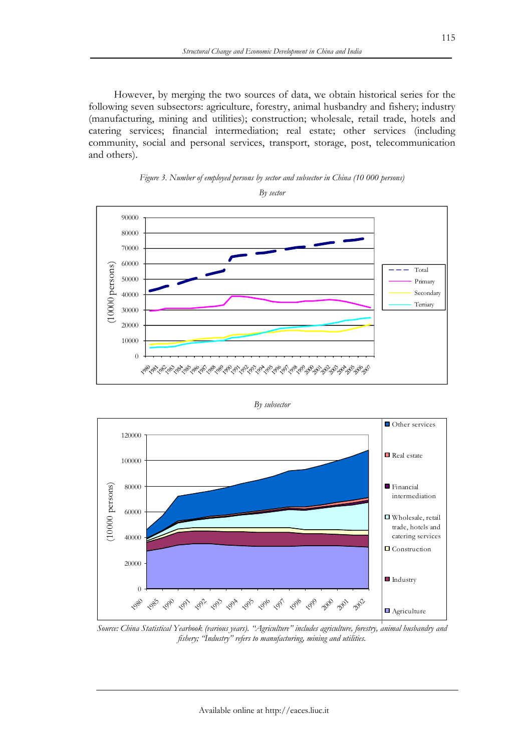However, by merging the two sources of data, we obtain historical series for the following seven subsectors: agriculture, forestry, animal husbandry and fishery; industry (manufacturing, mining and utilities); construction; wholesale, retail trade, hotels and catering services; financial intermediation; real estate; other services (including community, social and personal services, transport, storage, post, telecommunication and others).

*Figure 3. Number of employed persons by sector and subsector in China (10 000 persons)*

*By sector*

*By subsector*

*Source: China Statistical Yearbook (various years). "Agriculture" includes agriculture, forestry, animal husbandry and fishery; "Industry" refers to manufacturing, mining and utilities.*

Available online at http://eaces.liuc.it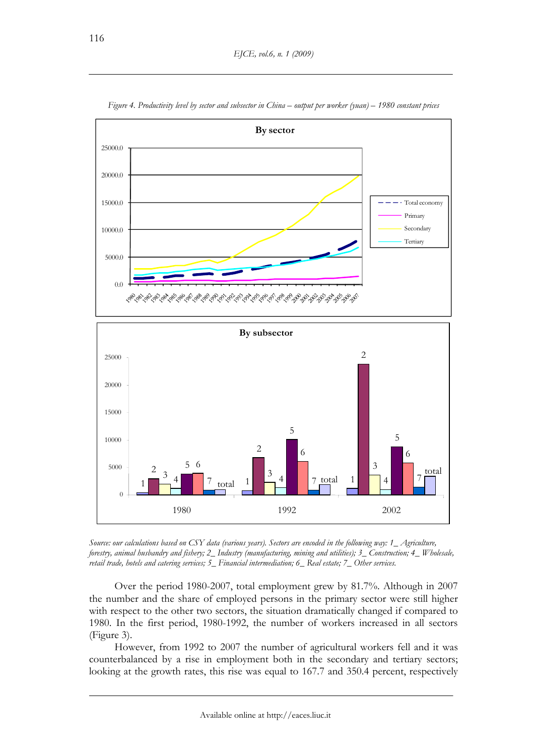*Figure 4. Productivity level by sector and subsector in China – output per worker (yuan) – 1980 constant prices*

*Source: our calculations based on CSY data (various years). Sectors are encoded in the following way: 1_ Agriculture, forestry, animal husbandry and fishery; 2_ Industry (manufacturing, mining and utilities); 3_ Construction; 4_ Wholesale, retail trade, hotels and catering services; 5_ Financial intermediation; 6_ Real estate; 7_ Other services.*

Over the period 1980-2007, total employment grew by 81.7%. Although in 2007 the number and the share of employed persons in the primary sector were still higher with respect to the other two sectors, the situation dramatically changed if compared to 1980. In the first period, 1980-1992, the number of workers increased in all sectors (Figure 3).

However, from 1992 to 2007 the number of agricultural workers fell and it was counterbalanced by a rise in employment both in the secondary and tertiary sectors; looking at the growth rates, this rise was equal to 167.7 and 350.4 percent, respectively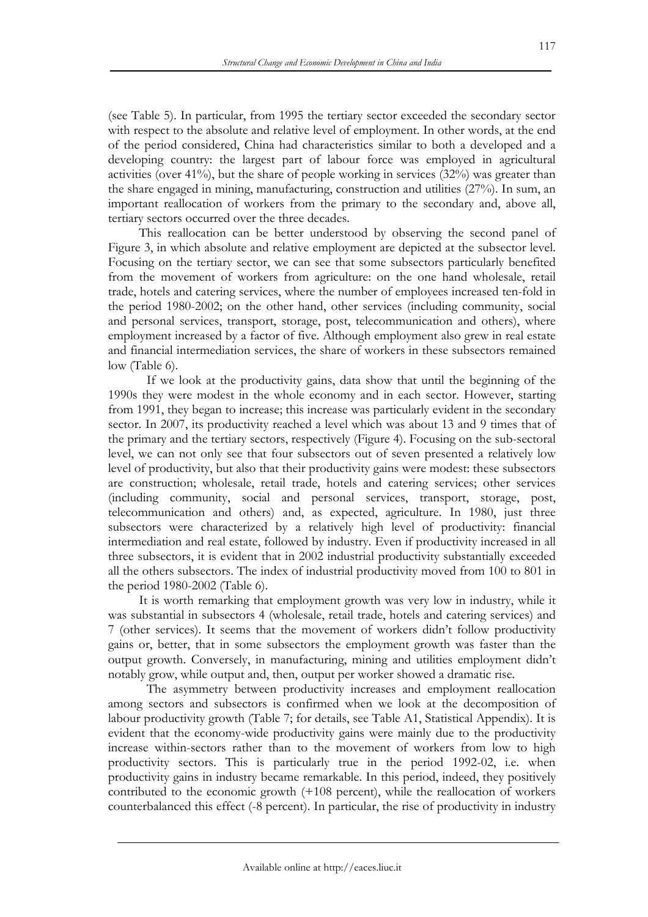(see Table 5). In particular, from 1995 the tertiary sector exceeded the secondary sector with respect to the absolute and relative level of employment. In other words, at the end of the period considered, China had characteristics similar to both a developed and a developing country: the largest part of labour force was employed in agricultural activities (over 41%), but the share of people working in services (32%) was greater than the share engaged in mining, manufacturing, construction and utilities (27%). In sum, an important reallocation of workers from the primary to the secondary and, above all, tertiary sectors occurred over the three decades.

This reallocation can be better understood by observing the second panel of Figure 3, in which absolute and relative employment are depicted at the subsector level. Focusing on the tertiary sector, we can see that some subsectors particularly benefited from the movement of workers from agriculture: on the one hand wholesale, retail trade, hotels and catering services, where the number of employees increased ten-fold in the period 1980-2002; on the other hand, other services (including community, social and personal services, transport, storage, post, telecommunication and others), where employment increased by a factor of five. Although employment also grew in real estate and financial intermediation services, the share of workers in these subsectors remained low (Table 6).

If we look at the productivity gains, data show that until the beginning of the 1990s they were modest in the whole economy and in each sector. However, starting from 1991, they began to increase; this increase was particularly evident in the secondary sector. In 2007, its productivity reached a level which was about 13 and 9 times that of the primary and the tertiary sectors, respectively (Figure 4). Focusing on the sub-sectoral level, we can not only see that four subsectors out of seven presented a relatively low level of productivity, but also that their productivity gains were modest: these subsectors are construction; wholesale, retail trade, hotels and catering services; other services (including community, social and personal services, transport, storage, post, telecommunication and others) and, as expected, agriculture. In 1980, just three subsectors were characterized by a relatively high level of productivity: financial intermediation and real estate, followed by industry. Even if productivity increased in all three subsectors, it is evident that in 2002 industrial productivity substantially exceeded all the others subsectors. The index of industrial productivity moved from 100 to 801 in the period 1980-2002 (Table 6).

It is worth remarking that employment growth was very low in industry, while it was substantial in subsectors 4 (wholesale, retail trade, hotels and catering services) and 7 (other services). It seems that the movement of workers didn't follow productivity gains or, better, that in some subsectors the employment growth was faster than the output growth. Conversely, in manufacturing, mining and utilities employment didn't notably grow, while output and, then, output per worker showed a dramatic rise.

The asymmetry between productivity increases and employment reallocation among sectors and subsectors is confirmed when we look at the decomposition of labour productivity growth (Table 7; for details, see Table A1, Statistical Appendix). It is evident that the economy-wide productivity gains were mainly due to the productivity increase within-sectors rather than to the movement of workers from low to high productivity sectors. This is particularly true in the period 1992-02, i.e. when productivity gains in industry became remarkable. In this period, indeed, they positively contributed to the economic growth (+108 percent), while the reallocation of workers counterbalanced this effect (-8 percent). In particular, the rise of productivity in industry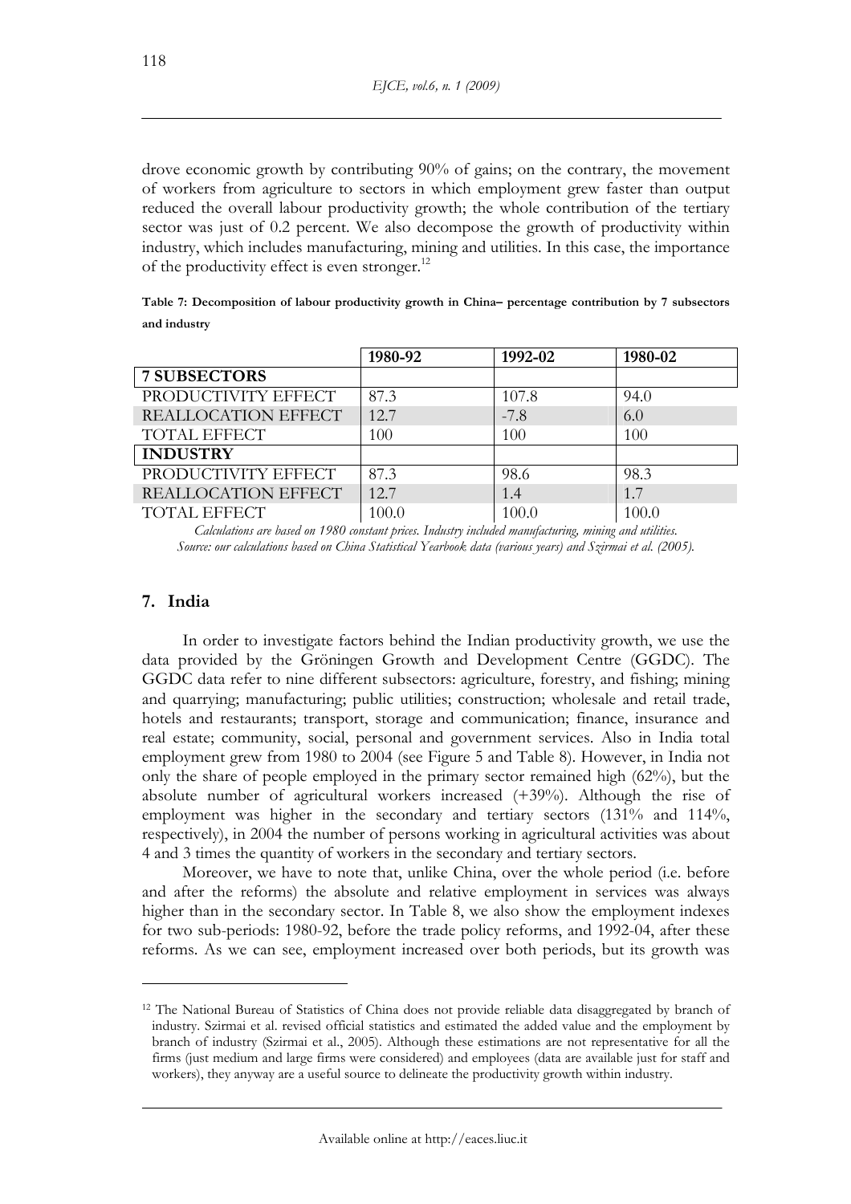drove economic growth by contributing 90% of gains; on the contrary, the movement of workers from agriculture to sectors in which employment grew faster than output reduced the overall labour productivity growth; the whole contribution of the tertiary sector was just of 0.2 percent. We also decompose the growth of productivity within industry, which includes manufacturing, mining and utilities. In this case, the importance of the productivity effect is even stronger.[12]

**Table 7: Decomposition of labour productivity growth in China– percentage contribution by 7 subsectors and industry**

| | 1980-92 | 1992-02 | 1980-02 |
|---|---|---|---|
| **7 SUBSECTORS** | | | |
| PRODUCTIVITY EFFECT | 87.3 | 107.8 | 94.0 |
| REALLOCATION EFFECT | 12.7 | -7.8 | 6.0 |
| TOTAL EFFECT | 100 | 100 | 100 |
| **INDUSTRY** | | | |
| PRODUCTIVITY EFFECT | 87.3 | 98.6 | 98.3 |
| REALLOCATION EFFECT | 12.7 | 1.4 | 1.7 |
| TOTAL EFFECT | 100.0 | 100.0 | 100.0 |

*Calculations are based on 1980 constant prices. Industry included manufacturing, mining and utilities.*
*Source: our calculations based on China Statistical Yearbook data (various years) and Szirmai et al. (2005).*

## 7. India

In order to investigate factors behind the Indian productivity growth, we use the data provided by the Gröningen Growth and Development Centre (GGDC). The GGDC data refer to nine different subsectors: agriculture, forestry, and fishing; mining and quarrying; manufacturing; public utilities; construction; wholesale and retail trade, hotels and restaurants; transport, storage and communication; finance, insurance and real estate; community, social, personal and government services. Also in India total employment grew from 1980 to 2004 (see Figure 5 and Table 8). However, in India not only the share of people employed in the primary sector remained high (62%), but the absolute number of agricultural workers increased (+39%). Although the rise of employment was higher in the secondary and tertiary sectors (131% and 114%, respectively), in 2004 the number of persons working in agricultural activities was about 4 and 3 times the quantity of workers in the secondary and tertiary sectors.

Moreover, we have to note that, unlike China, over the whole period (i.e. before and after the reforms) the absolute and relative employment in services was always higher than in the secondary sector. In Table 8, we also show the employment indexes for two sub-periods: 1980-92, before the trade policy reforms, and 1992-04, after these reforms. As we can see, employment increased over both periods, but its growth was

[12] The National Bureau of Statistics of China does not provide reliable data disaggregated by branch of industry. Szirmai et al. revised official statistics and estimated the added value and the employment by branch of industry (Szirmai et al., 2005). Although these estimations are not representative for all the firms (just medium and large firms were considered) and employees (data are available just for staff and workers), they anyway are a useful source to delineate the productivity growth within industry.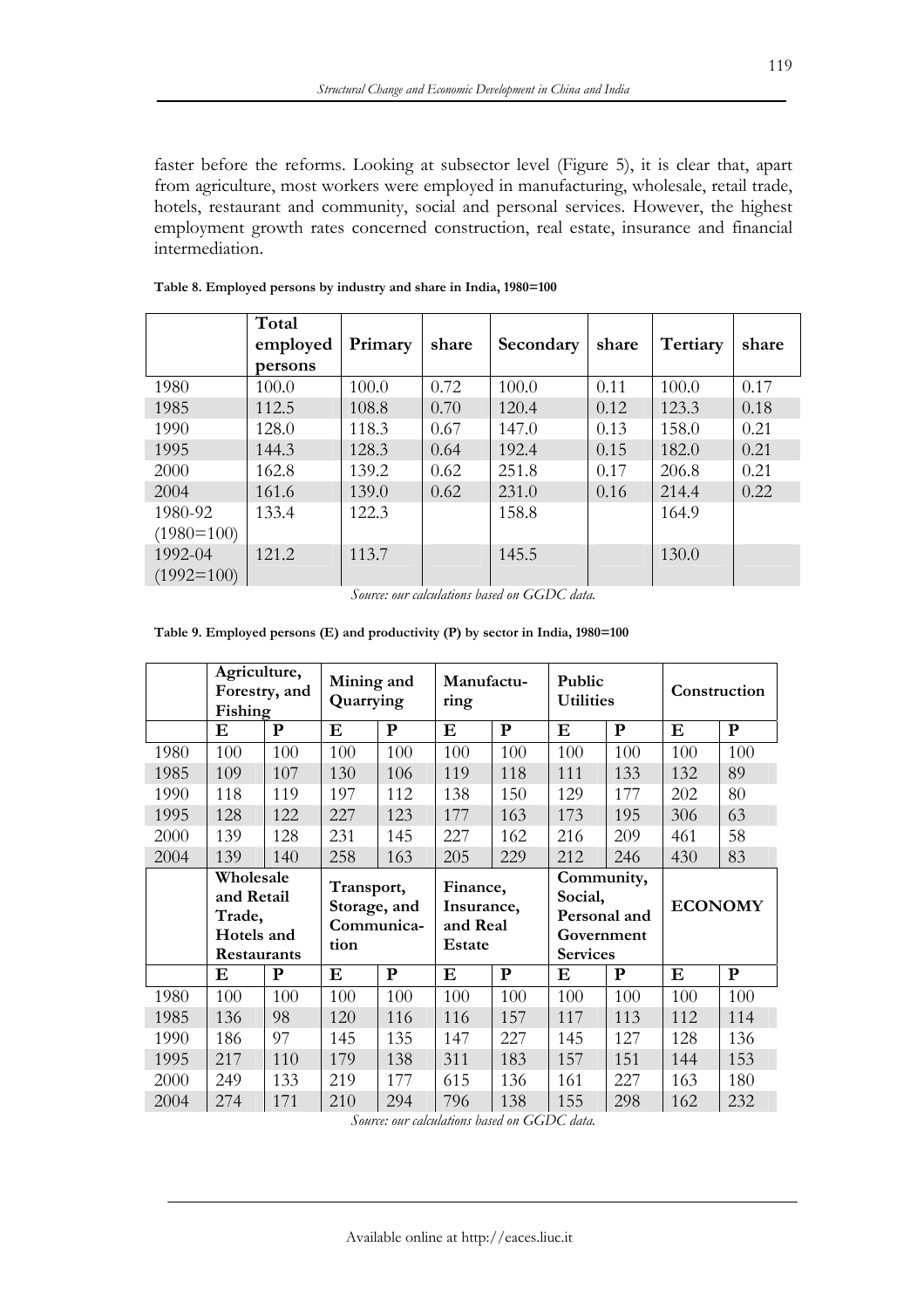faster before the reforms. Looking at subsector level (Figure 5), it is clear that, apart from agriculture, most workers were employed in manufacturing, wholesale, retail trade, hotels, restaurant and community, social and personal services. However, the highest employment growth rates concerned construction, real estate, insurance and financial intermediation.

**Table 8. Employed persons by industry and share in India, 1980=100**

| | Total employed persons | Primary | share | Secondary | share | Tertiary | share |
|---|---|---|---|---|---|---|---|
| 1980 | 100.0 | 100.0 | 0.72 | 100.0 | 0.11 | 100.0 | 0.17 |
| 1985 | 112.5 | 108.8 | 0.70 | 120.4 | 0.12 | 123.3 | 0.18 |
| 1990 | 128.0 | 118.3 | 0.67 | 147.0 | 0.13 | 158.0 | 0.21 |
| 1995 | 144.3 | 128.3 | 0.64 | 192.4 | 0.15 | 182.0 | 0.21 |
| 2000 | 162.8 | 139.2 | 0.62 | 251.8 | 0.17 | 206.8 | 0.21 |
| 2004 | 161.6 | 139.0 | 0.62 | 231.0 | 0.16 | 214.4 | 0.22 |
| 1980-92 (1980=100) | 133.4 | 122.3 | | 158.8 | | 164.9 | |
| 1992-04 (1992=100) | 121.2 | 113.7 | | 145.5 | | 130.0 | |

*Source: our calculations based on GGDC data.*

**Table 9. Employed persons (E) and productivity (P) by sector in India, 1980=100**

| | Agriculture, Forestry, and Fishing | | Mining and Quarrying | | Manufacturing | | Public Utilities | | Construction | |
|---|---|---|---|---|---|---|---|---|---|---|
| | **E** | **P** | **E** | **P** | **E** | **P** | **E** | **P** | **E** | **P** |
| 1980 | 100 | 100 | 100 | 100 | 100 | 100 | 100 | 100 | 100 | 100 |
| 1985 | 109 | 107 | 130 | 106 | 119 | 118 | 111 | 133 | 132 | 89 |
| 1990 | 118 | 119 | 197 | 112 | 138 | 150 | 129 | 177 | 202 | 80 |
| 1995 | 128 | 122 | 227 | 123 | 177 | 163 | 173 | 195 | 306 | 63 |
| 2000 | 139 | 128 | 231 | 145 | 227 | 162 | 216 | 209 | 461 | 58 |
| 2004 | 139 | 140 | 258 | 163 | 205 | 229 | 212 | 246 | 430 | 83 |
| | **Wholesale and Retail Trade, Hotels and Restaurants** | | **Transport, Storage, and Communication** | | **Finance, Insurance, and Real Estate** | | **Community, Social, Personal and Government Services** | | **ECONOMY** | |
| | **E** | **P** | **E** | **P** | **E** | **P** | **E** | **P** | **E** | **P** |
| 1980 | 100 | 100 | 100 | 100 | 100 | 100 | 100 | 100 | 100 | 100 |
| 1985 | 136 | 98 | 120 | 116 | 116 | 157 | 117 | 113 | 112 | 114 |
| 1990 | 186 | 97 | 145 | 135 | 147 | 227 | 145 | 127 | 128 | 136 |
| 1995 | 217 | 110 | 179 | 138 | 311 | 183 | 157 | 151 | 144 | 153 |
| 2000 | 249 | 133 | 219 | 177 | 615 | 136 | 161 | 227 | 163 | 180 |
| 2004 | 274 | 171 | 210 | 294 | 796 | 138 | 155 | 298 | 162 | 232 |

*Source: our calculations based on GGDC data.*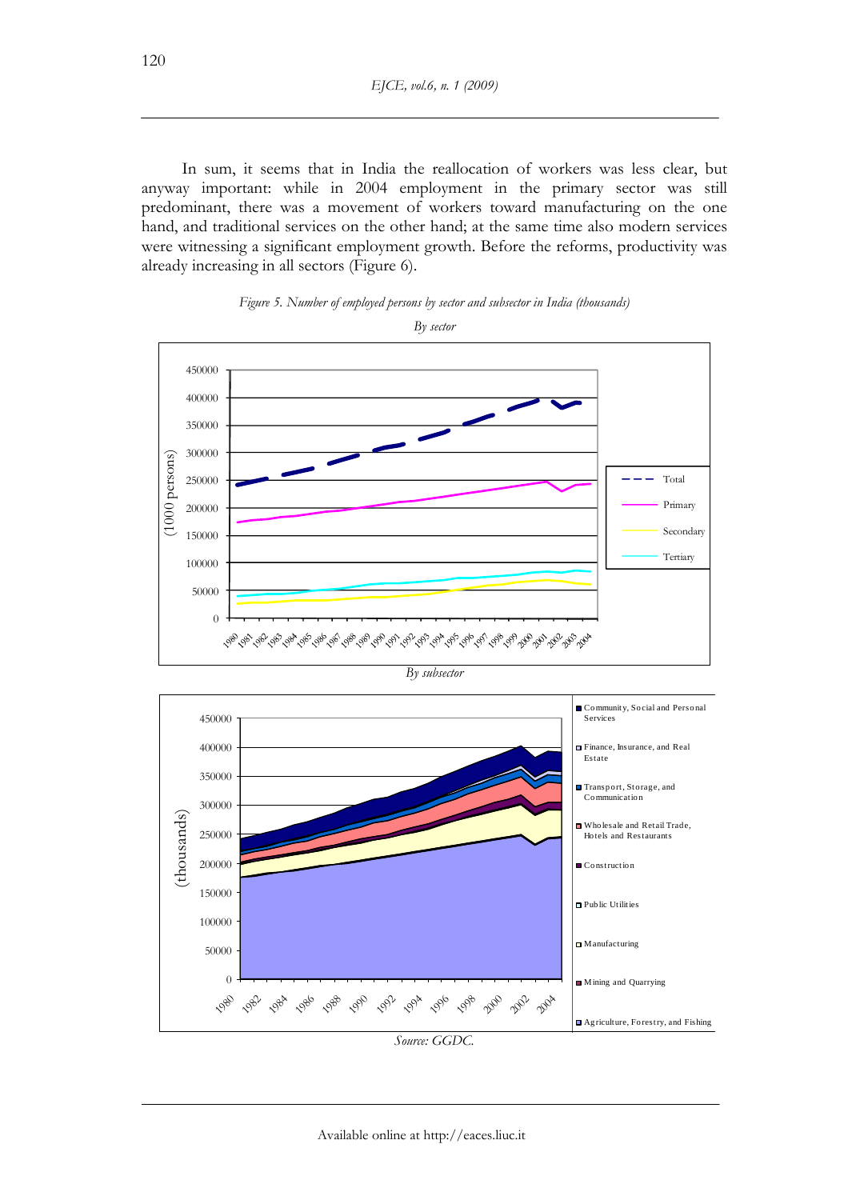In sum, it seems that in India the reallocation of workers was less clear, but anyway important: while in 2004 employment in the primary sector was still predominant, there was a movement of workers toward manufacturing on the one hand, and traditional services on the other hand; at the same time also modern services were witnessing a significant employment growth. Before the reforms, productivity was already increasing in all sectors (Figure 6).

*Figure 5. Number of employed persons by sector and subsector in India (thousands)*

*By sector*

*By subsector*

*Source: GGDC.*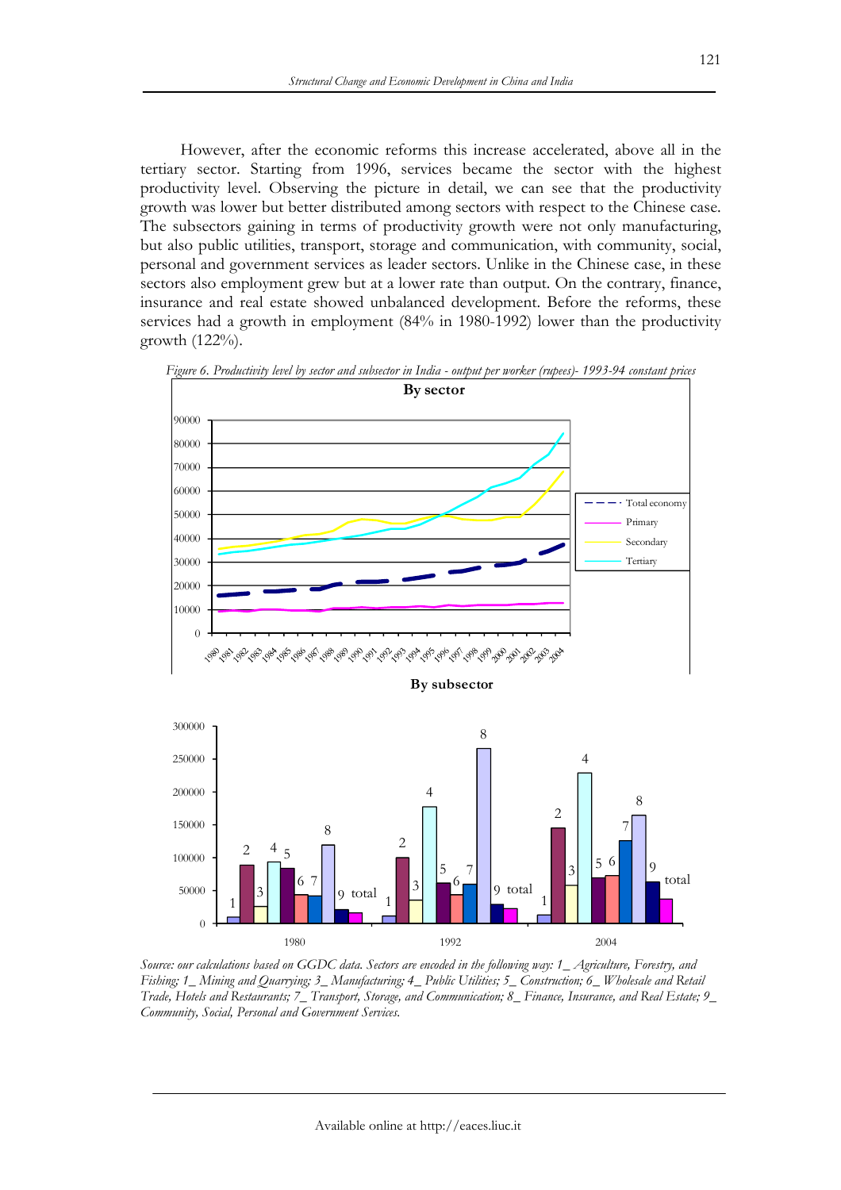However, after the economic reforms this increase accelerated, above all in the tertiary sector. Starting from 1996, services became the sector with the highest productivity level. Observing the picture in detail, we can see that the productivity growth was lower but better distributed among sectors with respect to the Chinese case. The subsectors gaining in terms of productivity growth were not only manufacturing, but also public utilities, transport, storage and communication, with community, social, personal and government services as leader sectors. Unlike in the Chinese case, in these sectors also employment grew but at a lower rate than output. On the contrary, finance, insurance and real estate showed unbalanced development. Before the reforms, these services had a growth in employment (84% in 1980-1992) lower than the productivity growth (122%).

*Figure 6. Productivity level by sector and subsector in India - output per worker (rupees)- 1993-94 constant prices*

*Source: our calculations based on GGDC data. Sectors are encoded in the following way: 1_ Agriculture, Forestry, and Fishing; 1_ Mining and Quarrying; 3_ Manufacturing; 4_ Public Utilities; 5_ Construction; 6_ Wholesale and Retail Trade, Hotels and Restaurants; 7_ Transport, Storage, and Communication; 8_ Finance, Insurance, and Real Estate; 9_ Community, Social, Personal and Government Services.*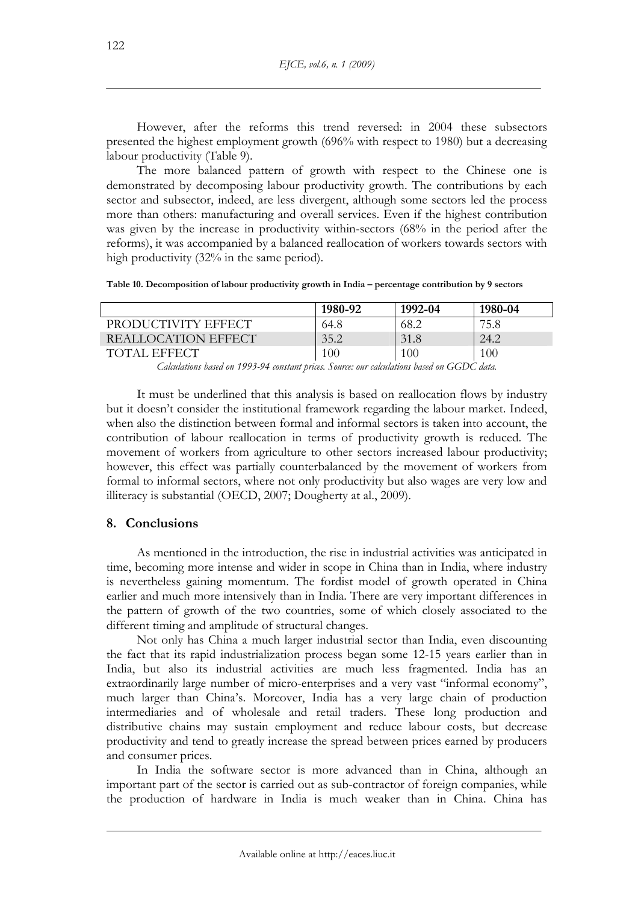However, after the reforms this trend reversed: in 2004 these subsectors presented the highest employment growth (696% with respect to 1980) but a decreasing labour productivity (Table 9).

The more balanced pattern of growth with respect to the Chinese one is demonstrated by decomposing labour productivity growth. The contributions by each sector and subsector, indeed, are less divergent, although some sectors led the process more than others: manufacturing and overall services. Even if the highest contribution was given by the increase in productivity within-sectors (68% in the period after the reforms), it was accompanied by a balanced reallocation of workers towards sectors with high productivity (32% in the same period).

**Table 10. Decomposition of labour productivity growth in India – percentage contribution by 9 sectors**

| | 1980-92 | 1992-04 | 1980-04 |
|---|---|---|---|
| PRODUCTIVITY EFFECT | 64.8 | 68.2 | 75.8 |
| REALLOCATION EFFECT | 35.2 | 31.8 | 24.2 |
| TOTAL EFFECT | 100 | 100 | 100 |

*Calculations based on 1993-94 constant prices. Source: our calculations based on GGDC data.*

It must be underlined that this analysis is based on reallocation flows by industry but it doesn't consider the institutional framework regarding the labour market. Indeed, when also the distinction between formal and informal sectors is taken into account, the contribution of labour reallocation in terms of productivity growth is reduced. The movement of workers from agriculture to other sectors increased labour productivity; however, this effect was partially counterbalanced by the movement of workers from formal to informal sectors, where not only productivity but also wages are very low and illiteracy is substantial (OECD, 2007; Dougherty at al., 2009).

## 8. Conclusions

As mentioned in the introduction, the rise in industrial activities was anticipated in time, becoming more intense and wider in scope in China than in India, where industry is nevertheless gaining momentum. The fordist model of growth operated in China earlier and much more intensively than in India. There are very important differences in the pattern of growth of the two countries, some of which closely associated to the different timing and amplitude of structural changes.

Not only has China a much larger industrial sector than India, even discounting the fact that its rapid industrialization process began some 12-15 years earlier than in India, but also its industrial activities are much less fragmented. India has an extraordinarily large number of micro-enterprises and a very vast "informal economy", much larger than China's. Moreover, India has a very large chain of production intermediaries and of wholesale and retail traders. These long production and distributive chains may sustain employment and reduce labour costs, but decrease productivity and tend to greatly increase the spread between prices earned by producers and consumer prices.

In India the software sector is more advanced than in China, although an important part of the sector is carried out as sub-contractor of foreign companies, while the production of hardware in India is much weaker than in China. China has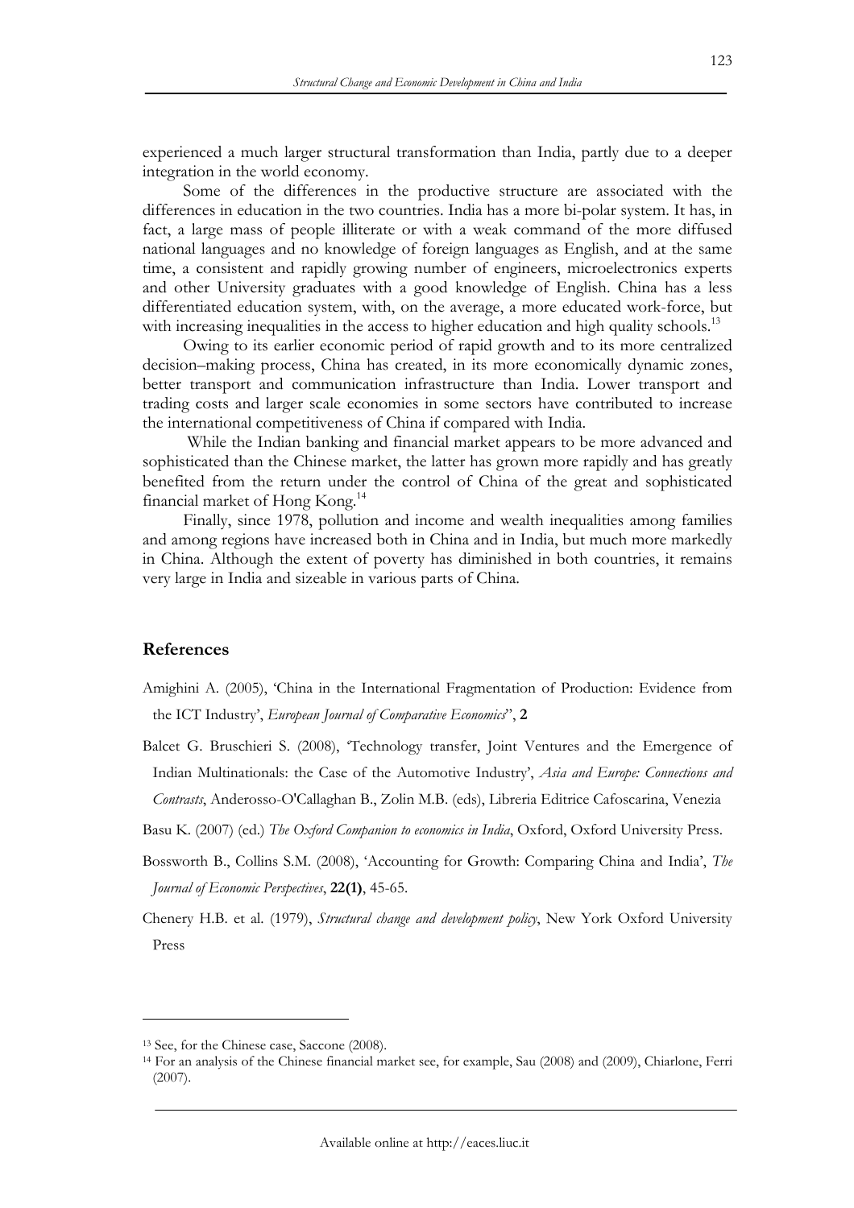experienced a much larger structural transformation than India, partly due to a deeper integration in the world economy.

Some of the differences in the productive structure are associated with the differences in education in the two countries. India has a more bi-polar system. It has, in fact, a large mass of people illiterate or with a weak command of the more diffused national languages and no knowledge of foreign languages as English, and at the same time, a consistent and rapidly growing number of engineers, microelectronics experts and other University graduates with a good knowledge of English. China has a less differentiated education system, with, on the average, a more educated work-force, but with increasing inequalities in the access to higher education and high quality schools.[13]

Owing to its earlier economic period of rapid growth and to its more centralized decision–making process, China has created, in its more economically dynamic zones, better transport and communication infrastructure than India. Lower transport and trading costs and larger scale economies in some sectors have contributed to increase the international competitiveness of China if compared with India.

While the Indian banking and financial market appears to be more advanced and sophisticated than the Chinese market, the latter has grown more rapidly and has greatly benefited from the return under the control of China of the great and sophisticated financial market of Hong Kong.[14]

Finally, since 1978, pollution and income and wealth inequalities among families and among regions have increased both in China and in India, but much more markedly in China. Although the extent of poverty has diminished in both countries, it remains very large in India and sizeable in various parts of China.

## References

Amighini A. (2005), 'China in the International Fragmentation of Production: Evidence from the ICT Industry', *European Journal of Comparative Economics*", **2**

Balcet G. Bruschieri S. (2008), 'Technology transfer, Joint Ventures and the Emergence of Indian Multinationals: the Case of the Automotive Industry', *Asia and Europe: Connections and Contrasts*, Anderosso-O'Callaghan B., Zolin M.B. (eds), Libreria Editrice Cafoscarina, Venezia

Basu K. (2007) (ed.) *The Oxford Companion to economics in India*, Oxford, Oxford University Press.

Bossworth B., Collins S.M. (2008), 'Accounting for Growth: Comparing China and India', *The Journal of Economic Perspectives*, **22(1)**, 45-65.

Chenery H.B. et al. (1979), *Structural change and development policy*, New York Oxford University Press

---

[13] See, for the Chinese case, Saccone (2008).

[14] For an analysis of the Chinese financial market see, for example, Sau (2008) and (2009), Chiarlone, Ferri (2007).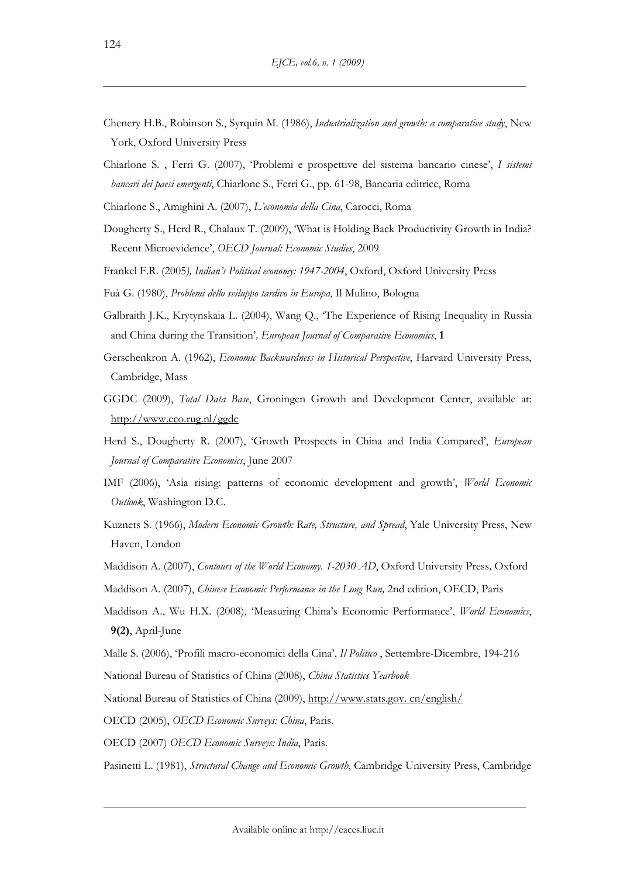Chenery H.B., Robinson S., Syrquin M. (1986), *Industrialization and growth: a comparative study*, New York, Oxford University Press

Chiarlone S. , Ferri G. (2007), 'Problemi e prospettive del sistema bancario cinese', *I sistemi bancari dei paesi emergenti*, Chiarlone S., Ferri G., pp. 61-98, Bancaria editrice, Roma

Chiarlone S., Amighini A. (2007), *L'economia della Cina*, Carocci, Roma

Dougherty S., Herd R., Chalaux T. (2009), 'What is Holding Back Productivity Growth in India? Recent Microevidence', *OECD Journal: Economic Studies*, 2009

Frankel F.R. (2005*), Indian's Political economy: 1947-2004*, Oxford, Oxford University Press

Fuà G. (1980), *Problemi dello sviluppo tardivo in Europa*, Il Mulino, Bologna

Galbraith J.K., Krytynskaia L. (2004), Wang Q., 'The Experience of Rising Inequality in Russia and China during the Transition'*, European Journal of Comparative Economics*, **1**

Gerschenkron A. (1962), *Economic Backwardness in Historical Perspective*, Harvard University Press, Cambridge, Mass

GGDC (2009), *Total Data Base*, Groningen Growth and Development Center, available at: http://www.eco.rug.nl/ggdc

Herd S., Dougherty R. (2007), 'Growth Prospects in China and India Compared', *European Journal of Comparative Economics*, June 2007

IMF (2006), 'Asia rising: patterns of economic development and growth', *World Economic Outlook*, Washington D.C.

Kuznets S. (1966), *Modern Economic Growth: Rate, Structure, and Spread*, Yale University Press, New Haven, London

Maddison A. (2007), *Contours of the World Economy. 1-2030 AD*, Oxford University Press*,* Oxford

Maddison A. (2007), *Chinese Economic Performance in the Long Run,* 2nd edition, OECD, Paris

Maddison A., Wu H.X. (2008), 'Measuring China's Economic Performance', *World Economics*, **9(2)**, April-June

Malle S. (2006), 'Profili macro-economici della Cina', *Il Politico* , Settembre-Dicembre, 194-216

National Bureau of Statistics of China (2008), *China Statistics Yearbook*

National Bureau of Statistics of China (2009), http://www.stats.gov. cn/english/

OECD (2005), *OECD Economic Surveys: China*, Paris.

OECD (2007) *OECD Economic Surveys: India*, Paris.

Pasinetti L. (1981), *Structural Change and Economic Growth*, Cambridge University Press, Cambridge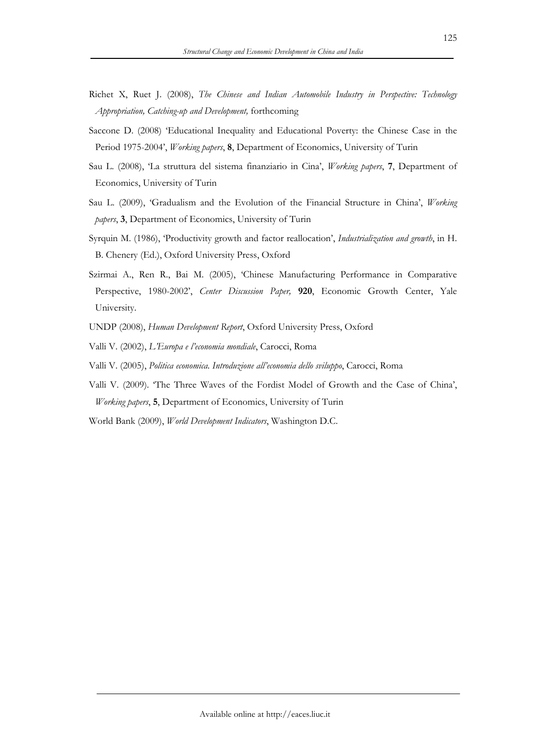Richet X, Ruet J. (2008), *The Chinese and Indian Automobile Industry in Perspective: Technology Appropriation, Catching-up and Development,* forthcoming

Saccone D. (2008) 'Educational Inequality and Educational Poverty: the Chinese Case in the Period 1975-2004', *Working papers*, **8**, Department of Economics, University of Turin

Sau L. (2008), 'La struttura del sistema finanziario in Cina', *Working papers*, **7**, Department of Economics, University of Turin

Sau L. (2009), 'Gradualism and the Evolution of the Financial Structure in China', *Working papers*, **3**, Department of Economics, University of Turin

Syrquin M. (1986), 'Productivity growth and factor reallocation', *Industrialization and growth*, in H. B. Chenery (Ed.), Oxford University Press, Oxford

Szirmai A., Ren R., Bai M. (2005), 'Chinese Manufacturing Performance in Comparative Perspective, 1980-2002', *Center Discussion Paper,* **920**, Economic Growth Center, Yale University.

UNDP (2008), *Human Development Report*, Oxford University Press, Oxford

Valli V. (2002), *L'Europa e l'economia mondiale*, Carocci, Roma

Valli V. (2005), *Politica economica. Introduzione all'economia dello sviluppo*, Carocci, Roma

Valli V. (2009). 'The Three Waves of the Fordist Model of Growth and the Case of China', *Working papers*, **5**, Department of Economics, University of Turin

World Bank (2009), *World Development Indicators*, Washington D.C.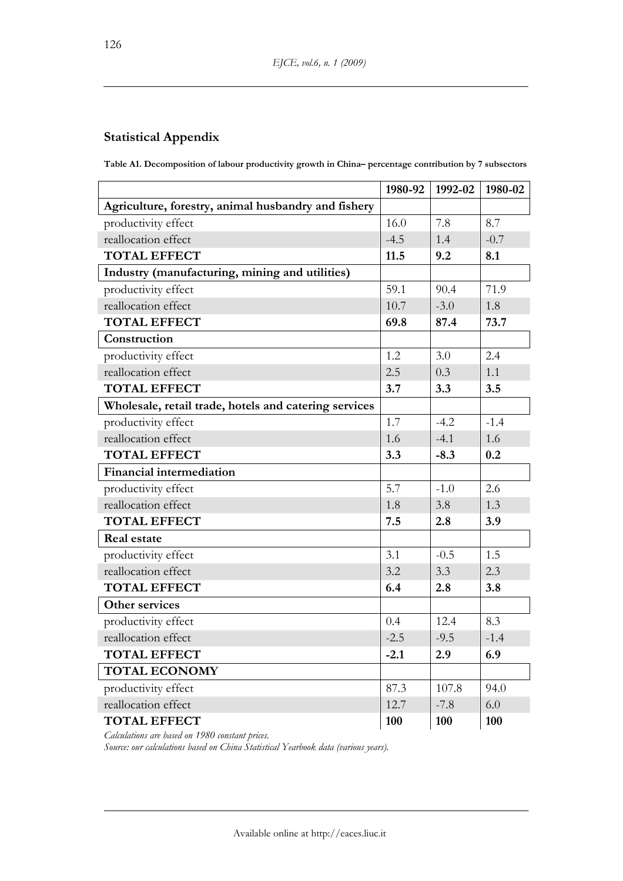## Statistical Appendix

**Table A1. Decomposition of labour productivity growth in China– percentage contribution by 7 subsectors**

| | 1980-92 | 1992-02 | 1980-02 |
|---|---|---|---|
| **Agriculture, forestry, animal husbandry and fishery** | | | |
| productivity effect | 16.0 | 7.8 | 8.7 |
| reallocation effect | -4.5 | 1.4 | -0.7 |
| **TOTAL EFFECT** | **11.5** | **9.2** | **8.1** |
| **Industry (manufacturing, mining and utilities)** | | | |
| productivity effect | 59.1 | 90.4 | 71.9 |
| reallocation effect | 10.7 | -3.0 | 1.8 |
| **TOTAL EFFECT** | **69.8** | **87.4** | **73.7** |
| **Construction** | | | |
| productivity effect | 1.2 | 3.0 | 2.4 |
| reallocation effect | 2.5 | 0.3 | 1.1 |
| **TOTAL EFFECT** | **3.7** | **3.3** | **3.5** |
| **Wholesale, retail trade, hotels and catering services** | | | |
| productivity effect | 1.7 | -4.2 | -1.4 |
| reallocation effect | 1.6 | -4.1 | 1.6 |
| **TOTAL EFFECT** | **3.3** | **-8.3** | **0.2** |
| **Financial intermediation** | | | |
| productivity effect | 5.7 | -1.0 | 2.6 |
| reallocation effect | 1.8 | 3.8 | 1.3 |
| **TOTAL EFFECT** | **7.5** | **2.8** | **3.9** |
| **Real estate** | | | |
| productivity effect | 3.1 | -0.5 | 1.5 |
| reallocation effect | 3.2 | 3.3 | 2.3 |
| **TOTAL EFFECT** | **6.4** | **2.8** | **3.8** |
| **Other services** | | | |
| productivity effect | 0.4 | 12.4 | 8.3 |
| reallocation effect | -2.5 | -9.5 | -1.4 |
| **TOTAL EFFECT** | **-2.1** | **2.9** | **6.9** |
| **TOTAL ECONOMY** | | | |
| productivity effect | 87.3 | 107.8 | 94.0 |
| reallocation effect | 12.7 | -7.8 | 6.0 |
| **TOTAL EFFECT** | **100** | **100** | **100** |

*Calculations are based on 1980 constant prices.*
*Source: our calculations based on China Statistical Yearbook data (various years).*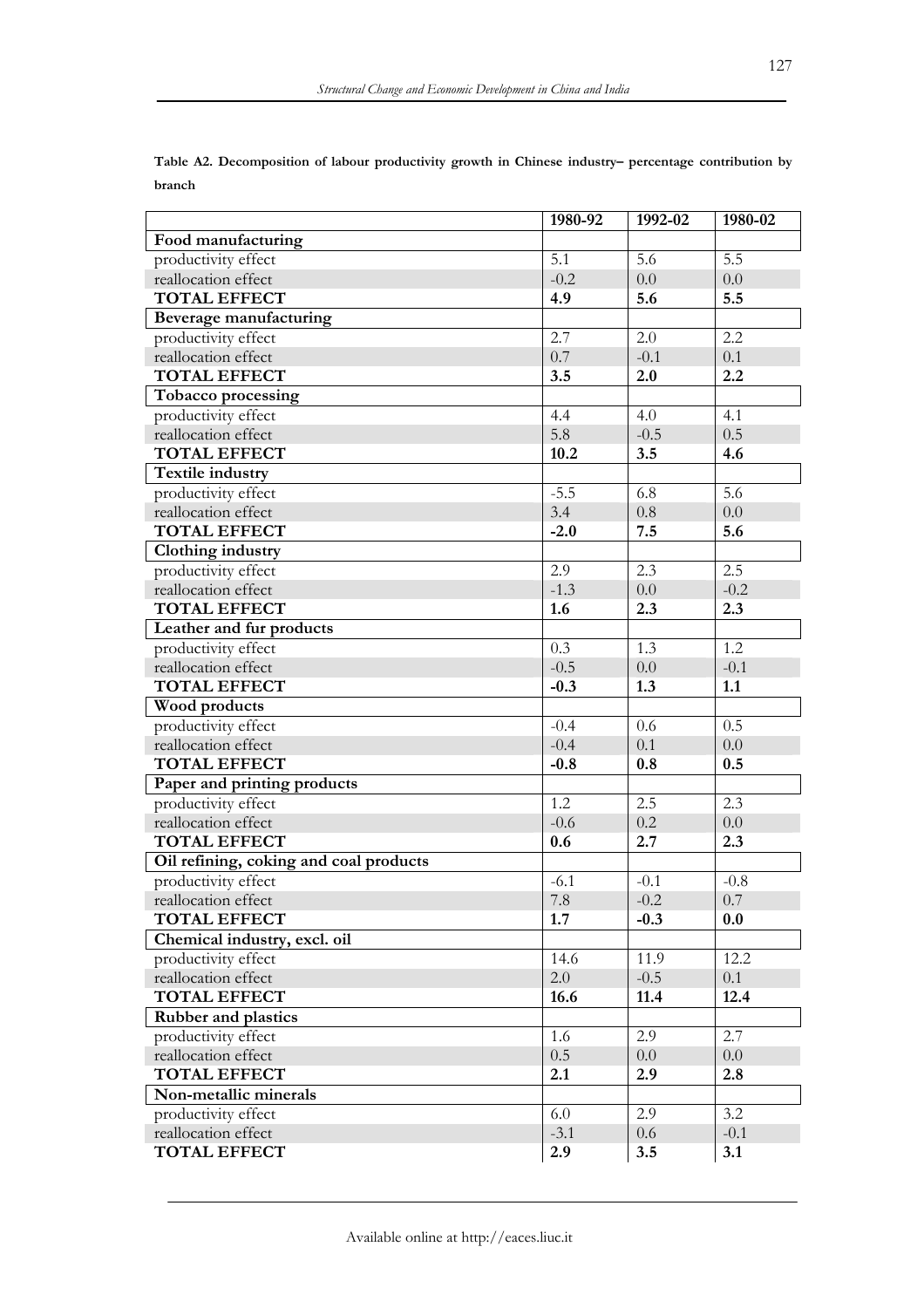**Table A2. Decomposition of labour productivity growth in Chinese industry– percentage contribution by branch**

| | 1980-92 | 1992-02 | 1980-02 |
|---|---|---|---|
| **Food manufacturing** | | | |
| productivity effect | 5.1 | 5.6 | 5.5 |
| reallocation effect | -0.2 | 0.0 | 0.0 |
| **TOTAL EFFECT** | **4.9** | **5.6** | **5.5** |
| **Beverage manufacturing** | | | |
| productivity effect | 2.7 | 2.0 | 2.2 |
| reallocation effect | 0.7 | -0.1 | 0.1 |
| **TOTAL EFFECT** | **3.5** | **2.0** | **2.2** |
| **Tobacco processing** | | | |
| productivity effect | 4.4 | 4.0 | 4.1 |
| reallocation effect | 5.8 | -0.5 | 0.5 |
| **TOTAL EFFECT** | **10.2** | **3.5** | **4.6** |
| **Textile industry** | | | |
| productivity effect | -5.5 | 6.8 | 5.6 |
| reallocation effect | 3.4 | 0.8 | 0.0 |
| **TOTAL EFFECT** | **-2.0** | **7.5** | **5.6** |
| **Clothing industry** | | | |
| productivity effect | 2.9 | 2.3 | 2.5 |
| reallocation effect | -1.3 | 0.0 | -0.2 |
| **TOTAL EFFECT** | **1.6** | **2.3** | **2.3** |
| **Leather and fur products** | | | |
| productivity effect | 0.3 | 1.3 | 1.2 |
| reallocation effect | -0.5 | 0.0 | -0.1 |
| **TOTAL EFFECT** | **-0.3** | **1.3** | **1.1** |
| **Wood products** | | | |
| productivity effect | -0.4 | 0.6 | 0.5 |
| reallocation effect | -0.4 | 0.1 | 0.0 |
| **TOTAL EFFECT** | **-0.8** | **0.8** | **0.5** |
| **Paper and printing products** | | | |
| productivity effect | 1.2 | 2.5 | 2.3 |
| reallocation effect | -0.6 | 0.2 | 0.0 |
| **TOTAL EFFECT** | **0.6** | **2.7** | **2.3** |
| **Oil refining, coking and coal products** | | | |
| productivity effect | -6.1 | -0.1 | -0.8 |
| reallocation effect | 7.8 | -0.2 | 0.7 |
| **TOTAL EFFECT** | **1.7** | **-0.3** | **0.0** |
| **Chemical industry, excl. oil** | | | |
| productivity effect | 14.6 | 11.9 | 12.2 |
| reallocation effect | 2.0 | -0.5 | 0.1 |
| **TOTAL EFFECT** | **16.6** | **11.4** | **12.4** |
| **Rubber and plastics** | | | |
| productivity effect | 1.6 | 2.9 | 2.7 |
| reallocation effect | 0.5 | 0.0 | 0.0 |
| **TOTAL EFFECT** | **2.1** | **2.9** | **2.8** |
| **Non-metallic minerals** | | | |
| productivity effect | 6.0 | 2.9 | 3.2 |
| reallocation effect | -3.1 | 0.6 | -0.1 |
| **TOTAL EFFECT** | **2.9** | **3.5** | **3.1** |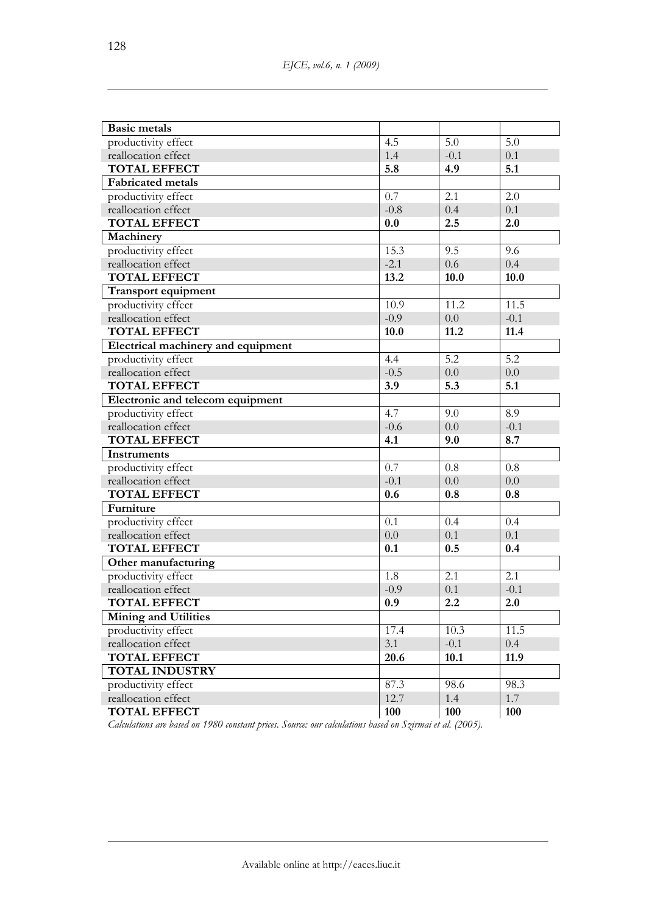| | | | |
|---|---|---|---|
| **Basic metals** | | | |
| productivity effect | 4.5 | 5.0 | 5.0 |
| reallocation effect | 1.4 | -0.1 | 0.1 |
| **TOTAL EFFECT** | **5.8** | **4.9** | **5.1** |
| **Fabricated metals** | | | |
| productivity effect | 0.7 | 2.1 | 2.0 |
| reallocation effect | -0.8 | 0.4 | 0.1 |
| **TOTAL EFFECT** | **0.0** | **2.5** | **2.0** |
| **Machinery** | | | |
| productivity effect | 15.3 | 9.5 | 9.6 |
| reallocation effect | -2.1 | 0.6 | 0.4 |
| **TOTAL EFFECT** | **13.2** | **10.0** | **10.0** |
| **Transport equipment** | | | |
| productivity effect | 10.9 | 11.2 | 11.5 |
| reallocation effect | -0.9 | 0.0 | -0.1 |
| **TOTAL EFFECT** | **10.0** | **11.2** | **11.4** |
| **Electrical machinery and equipment** | | | |
| productivity effect | 4.4 | 5.2 | 5.2 |
| reallocation effect | -0.5 | 0.0 | 0.0 |
| **TOTAL EFFECT** | **3.9** | **5.3** | **5.1** |
| **Electronic and telecom equipment** | | | |
| productivity effect | 4.7 | 9.0 | 8.9 |
| reallocation effect | -0.6 | 0.0 | -0.1 |
| **TOTAL EFFECT** | **4.1** | **9.0** | **8.7** |
| **Instruments** | | | |
| productivity effect | 0.7 | 0.8 | 0.8 |
| reallocation effect | -0.1 | 0.0 | 0.0 |
| **TOTAL EFFECT** | **0.6** | **0.8** | **0.8** |
| **Furniture** | | | |
| productivity effect | 0.1 | 0.4 | 0.4 |
| reallocation effect | 0.0 | 0.1 | 0.1 |
| **TOTAL EFFECT** | **0.1** | **0.5** | **0.4** |
| **Other manufacturing** | | | |
| productivity effect | 1.8 | 2.1 | 2.1 |
| reallocation effect | -0.9 | 0.1 | -0.1 |
| **TOTAL EFFECT** | **0.9** | **2.2** | **2.0** |
| **Mining and Utilities** | | | |
| productivity effect | 17.4 | 10.3 | 11.5 |
| reallocation effect | 3.1 | -0.1 | 0.4 |
| **TOTAL EFFECT** | **20.6** | **10.1** | **11.9** |
| **TOTAL INDUSTRY** | | | |
| productivity effect | 87.3 | 98.6 | 98.3 |
| reallocation effect | 12.7 | 1.4 | 1.7 |
| **TOTAL EFFECT** | **100** | **100** | **100** |

*Calculations are based on 1980 constant prices. Source: our calculations based on Szirmai et al. (2005).*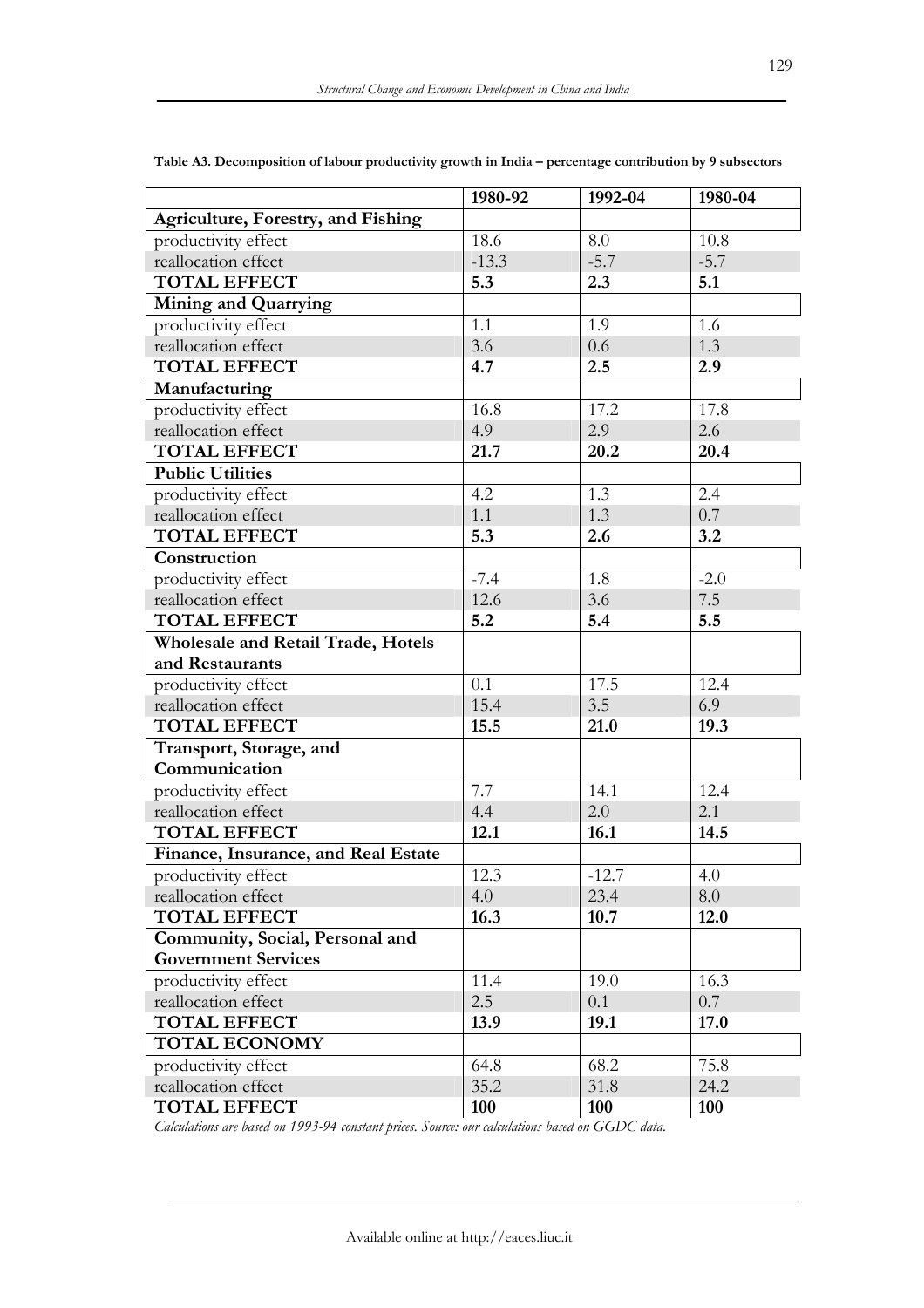**Table A3. Decomposition of labour productivity growth in India – percentage contribution by 9 subsectors**

| | 1980-92 | 1992-04 | 1980-04 |
|---|---|---|---|
| **Agriculture, Forestry, and Fishing** | | | |
| productivity effect | 18.6 | 8.0 | 10.8 |
| reallocation effect | -13.3 | -5.7 | -5.7 |
| **TOTAL EFFECT** | **5.3** | **2.3** | **5.1** |
| **Mining and Quarrying** | | | |
| productivity effect | 1.1 | 1.9 | 1.6 |
| reallocation effect | 3.6 | 0.6 | 1.3 |
| **TOTAL EFFECT** | **4.7** | **2.5** | **2.9** |
| **Manufacturing** | | | |
| productivity effect | 16.8 | 17.2 | 17.8 |
| reallocation effect | 4.9 | 2.9 | 2.6 |
| **TOTAL EFFECT** | **21.7** | **20.2** | **20.4** |
| **Public Utilities** | | | |
| productivity effect | 4.2 | 1.3 | 2.4 |
| reallocation effect | 1.1 | 1.3 | 0.7 |
| **TOTAL EFFECT** | **5.3** | **2.6** | **3.2** |
| **Construction** | | | |
| productivity effect | -7.4 | 1.8 | -2.0 |
| reallocation effect | 12.6 | 3.6 | 7.5 |
| **TOTAL EFFECT** | **5.2** | **5.4** | **5.5** |
| **Wholesale and Retail Trade, Hotels and Restaurants** | | | |
| productivity effect | 0.1 | 17.5 | 12.4 |
| reallocation effect | 15.4 | 3.5 | 6.9 |
| **TOTAL EFFECT** | **15.5** | **21.0** | **19.3** |
| **Transport, Storage, and Communication** | | | |
| productivity effect | 7.7 | 14.1 | 12.4 |
| reallocation effect | 4.4 | 2.0 | 2.1 |
| **TOTAL EFFECT** | **12.1** | **16.1** | **14.5** |
| **Finance, Insurance, and Real Estate** | | | |
| productivity effect | 12.3 | -12.7 | 4.0 |
| reallocation effect | 4.0 | 23.4 | 8.0 |
| **TOTAL EFFECT** | **16.3** | **10.7** | **12.0** |
| **Community, Social, Personal and Government Services** | | | |
| productivity effect | 11.4 | 19.0 | 16.3 |
| reallocation effect | 2.5 | 0.1 | 0.7 |
| **TOTAL EFFECT** | **13.9** | **19.1** | **17.0** |
| **TOTAL ECONOMY** | | | |
| productivity effect | 64.8 | 68.2 | 75.8 |
| reallocation effect | 35.2 | 31.8 | 24.2 |
| **TOTAL EFFECT** | **100** | **100** | **100** |

*Calculations are based on 1993-94 constant prices. Source: our calculations based on GGDC data.*